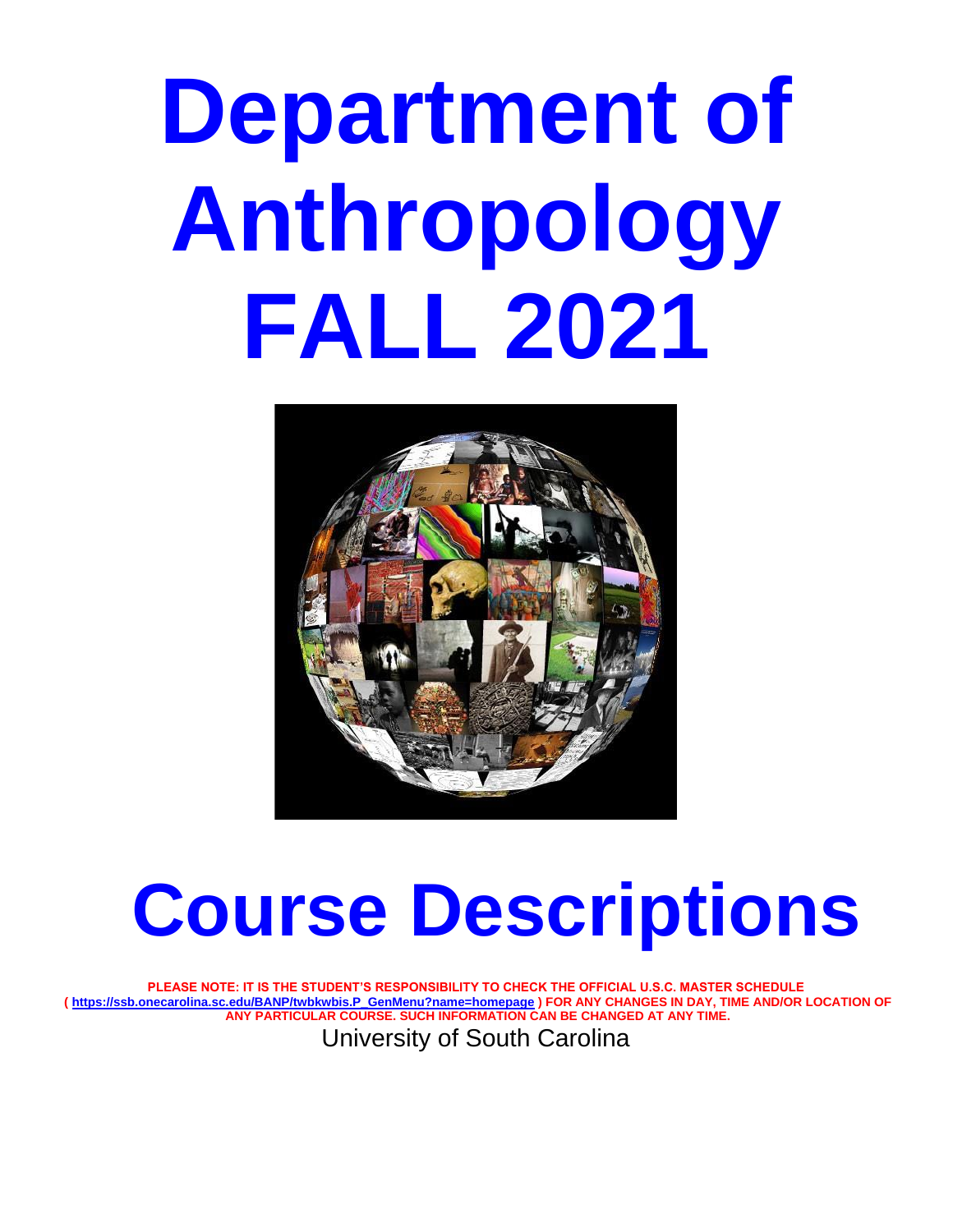# Department of Anthropology FALL 2021

# Course Descriptions

**PLEASE NOTE: IT IS THE STUDENT'S RESPONSIBILITY TO CHECK THE OFFICIAL U.S.C. MASTER SCHEDULE ( https://ssb.onecarolina.sc.edu/BANP/twbkwbis.P_GenMenu?name=homepage ) FOR ANY CHANGES IN DAY, TIME AND/OR LOCATION OF ANY PARTICULAR COURSE. SUCH INFORMATION CAN BE CHANGED AT ANY TIME.**

University of South Carolina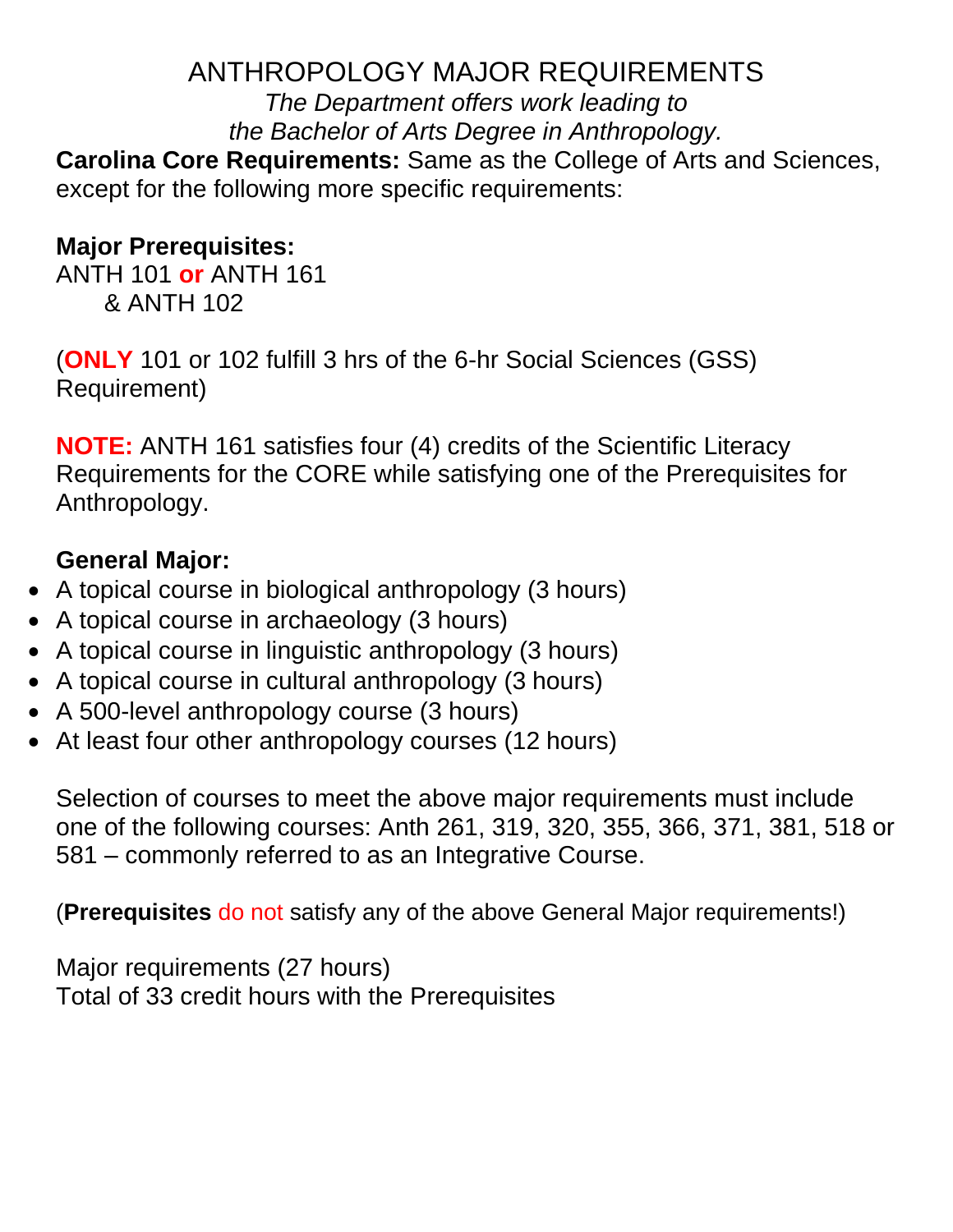# ANTHROPOLOGY MAJOR REQUIREMENTS

*The Department offers work leading to the Bachelor of Arts Degree in Anthropology.*

**Carolina Core Requirements:** Same as the College of Arts and Sciences, except for the following more specific requirements:

**Major Prerequisites:**

ANTH 101 **or** ANTH 161
& ANTH 102

(**ONLY** 101 or 102 fulfill 3 hrs of the 6-hr Social Sciences (GSS) Requirement)

**NOTE:** ANTH 161 satisfies four (4) credits of the Scientific Literacy Requirements for the CORE while satisfying one of the Prerequisites for Anthropology.

**General Major:**

- A topical course in biological anthropology (3 hours)
- A topical course in archaeology (3 hours)
- A topical course in linguistic anthropology (3 hours)
- A topical course in cultural anthropology (3 hours)
- A 500-level anthropology course (3 hours)
- At least four other anthropology courses (12 hours)

Selection of courses to meet the above major requirements must include one of the following courses: Anth 261, 319, 320, 355, 366, 371, 381, 518 or 581 – commonly referred to as an Integrative Course.

(**Prerequisites** do not satisfy any of the above General Major requirements!)

Major requirements (27 hours)
Total of 33 credit hours with the Prerequisites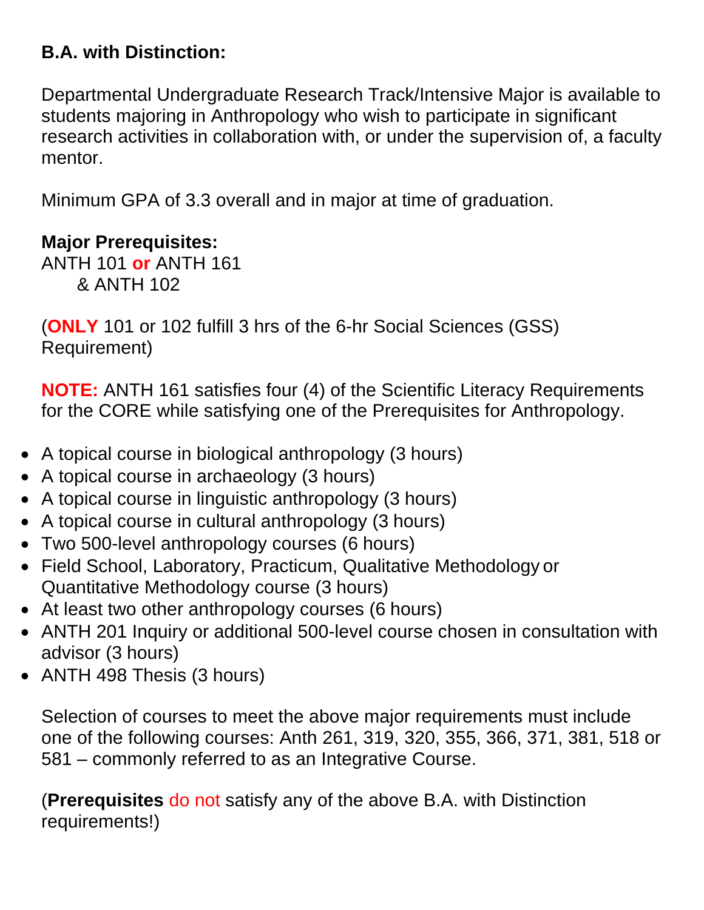**B.A. with Distinction:**

Departmental Undergraduate Research Track/Intensive Major is available to students majoring in Anthropology who wish to participate in significant research activities in collaboration with, or under the supervision of, a faculty mentor.

Minimum GPA of 3.3 overall and in major at time of graduation.

**Major Prerequisites:**
ANTH 101 **or** ANTH 161
& ANTH 102

(**ONLY** 101 or 102 fulfill 3 hrs of the 6-hr Social Sciences (GSS) Requirement)

**NOTE:** ANTH 161 satisfies four (4) of the Scientific Literacy Requirements for the CORE while satisfying one of the Prerequisites for Anthropology.

- A topical course in biological anthropology (3 hours)
- A topical course in archaeology (3 hours)
- A topical course in linguistic anthropology (3 hours)
- A topical course in cultural anthropology (3 hours)
- Two 500-level anthropology courses (6 hours)
- Field School, Laboratory, Practicum, Qualitative Methodology or Quantitative Methodology course (3 hours)
- At least two other anthropology courses (6 hours)
- ANTH 201 Inquiry or additional 500-level course chosen in consultation with advisor (3 hours)
- ANTH 498 Thesis (3 hours)

Selection of courses to meet the above major requirements must include one of the following courses: Anth 261, 319, 320, 355, 366, 371, 381, 518 or 581 – commonly referred to as an Integrative Course.

(**Prerequisites** do not satisfy any of the above B.A. with Distinction requirements!)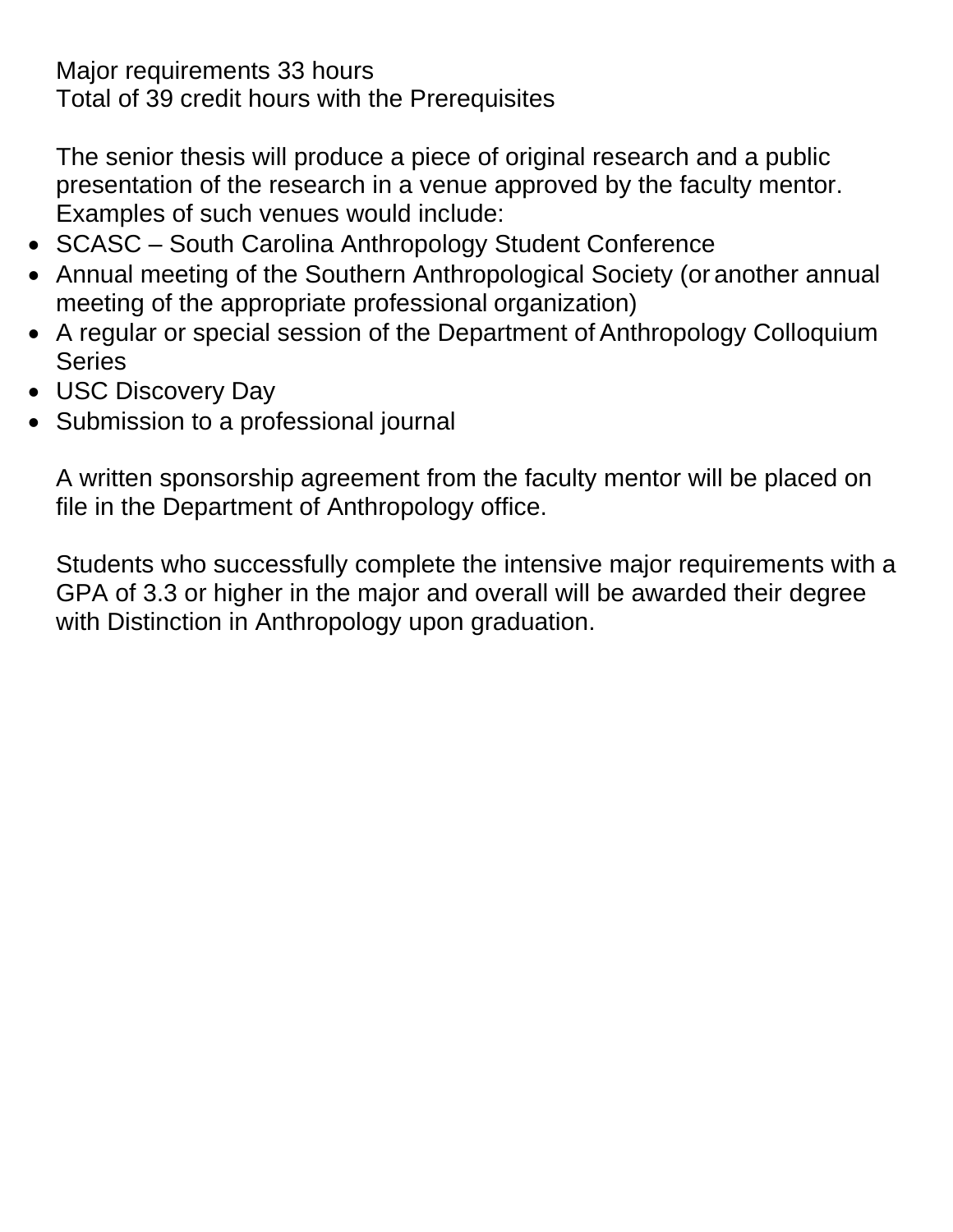Major requirements 33 hours
Total of 39 credit hours with the Prerequisites

The senior thesis will produce a piece of original research and a public presentation of the research in a venue approved by the faculty mentor. Examples of such venues would include:

- SCASC – South Carolina Anthropology Student Conference
- Annual meeting of the Southern Anthropological Society (or another annual meeting of the appropriate professional organization)
- A regular or special session of the Department of Anthropology Colloquium Series
- USC Discovery Day
- Submission to a professional journal

A written sponsorship agreement from the faculty mentor will be placed on file in the Department of Anthropology office.

Students who successfully complete the intensive major requirements with a GPA of 3.3 or higher in the major and overall will be awarded their degree with Distinction in Anthropology upon graduation.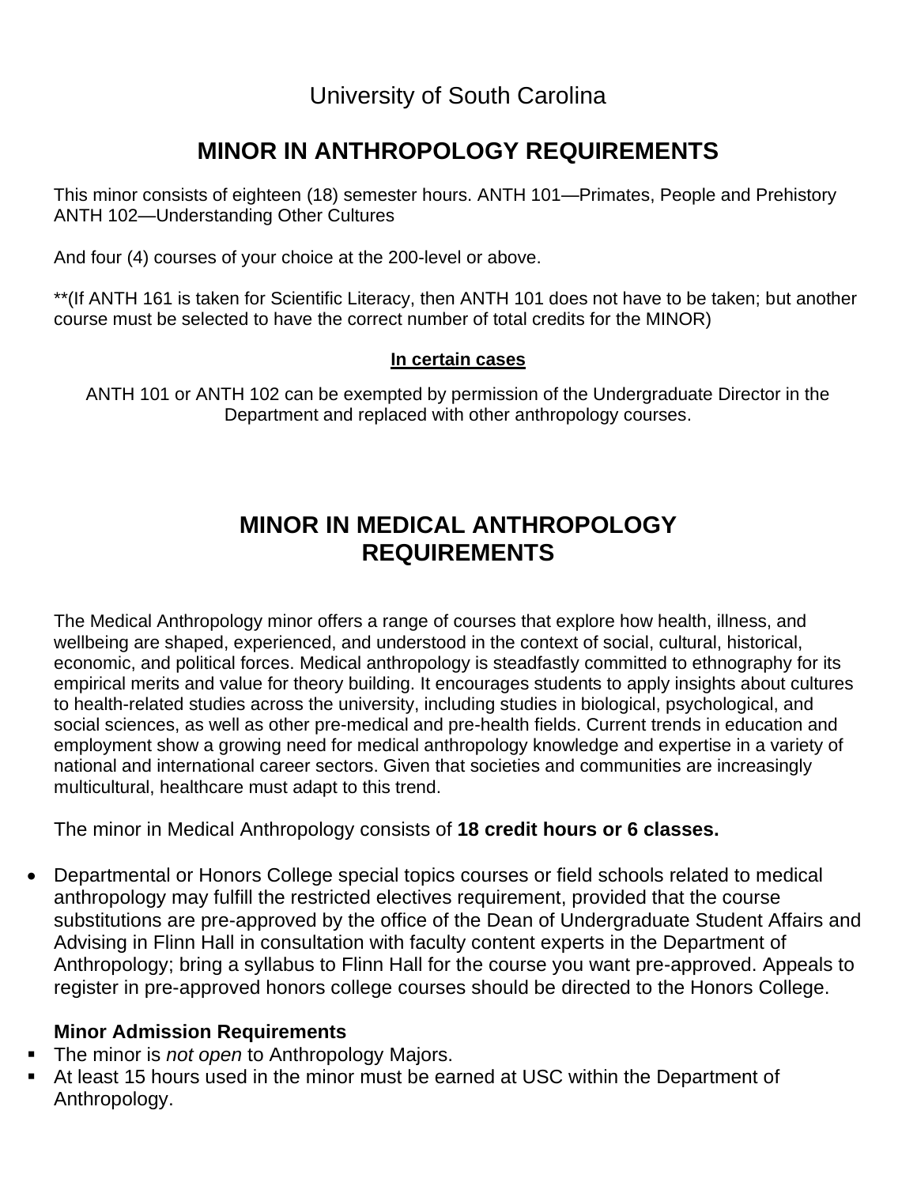University of South Carolina

# MINOR IN ANTHROPOLOGY REQUIREMENTS

This minor consists of eighteen (18) semester hours. ANTH 101—Primates, People and Prehistory ANTH 102—Understanding Other Cultures

And four (4) courses of your choice at the 200-level or above.

**(If ANTH 161 is taken for Scientific Literacy, then ANTH 101 does not have to be taken; but another course must be selected to have the correct number of total credits for the MINOR)

**In certain cases**

ANTH 101 or ANTH 102 can be exempted by permission of the Undergraduate Director in the Department and replaced with other anthropology courses.

# MINOR IN MEDICAL ANTHROPOLOGY REQUIREMENTS

The Medical Anthropology minor offers a range of courses that explore how health, illness, and wellbeing are shaped, experienced, and understood in the context of social, cultural, historical, economic, and political forces. Medical anthropology is steadfastly committed to ethnography for its empirical merits and value for theory building. It encourages students to apply insights about cultures to health-related studies across the university, including studies in biological, psychological, and social sciences, as well as other pre-medical and pre-health fields. Current trends in education and employment show a growing need for medical anthropology knowledge and expertise in a variety of national and international career sectors. Given that societies and communities are increasingly multicultural, healthcare must adapt to this trend.

The minor in Medical Anthropology consists of **18 credit hours or 6 classes.**

- Departmental or Honors College special topics courses or field schools related to medical anthropology may fulfill the restricted electives requirement, provided that the course substitutions are pre-approved by the office of the Dean of Undergraduate Student Affairs and Advising in Flinn Hall in consultation with faculty content experts in the Department of Anthropology; bring a syllabus to Flinn Hall for the course you want pre-approved. Appeals to register in pre-approved honors college courses should be directed to the Honors College.

**Minor Admission Requirements**

- The minor is *not open* to Anthropology Majors.
- At least 15 hours used in the minor must be earned at USC within the Department of Anthropology.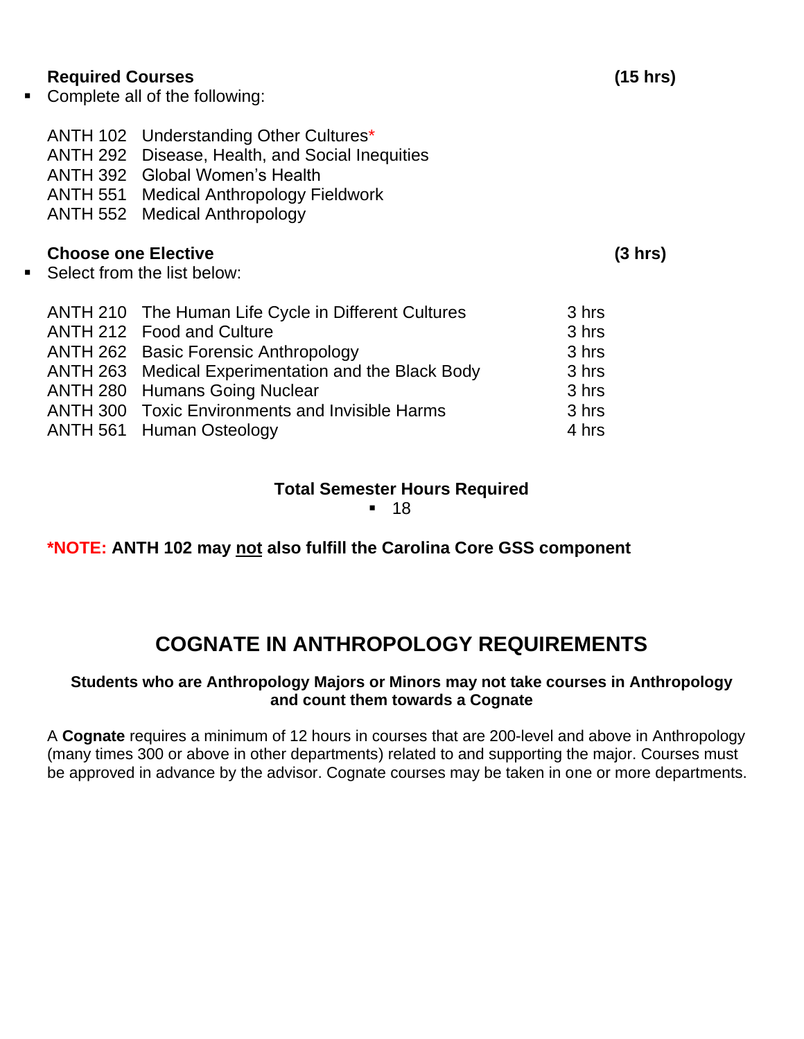**Required Courses** **(15 hrs)**

- Complete all of the following:

ANTH 102 Understanding Other Cultures*
ANTH 292 Disease, Health, and Social Inequities
ANTH 392 Global Women's Health
ANTH 551 Medical Anthropology Fieldwork
ANTH 552 Medical Anthropology

**Choose one Elective** **(3 hrs)**

- Select from the list below:

| | | |
|---|---|---|
| ANTH 210 | The Human Life Cycle in Different Cultures | 3 hrs |
| ANTH 212 | Food and Culture | 3 hrs |
| ANTH 262 | Basic Forensic Anthropology | 3 hrs |
| ANTH 263 | Medical Experimentation and the Black Body | 3 hrs |
| ANTH 280 | Humans Going Nuclear | 3 hrs |
| ANTH 300 | Toxic Environments and Invisible Harms | 3 hrs |
| ANTH 561 | Human Osteology | 4 hrs |

**Total Semester Hours Required**

- 18

***NOTE: ANTH 102 may not also fulfill the Carolina Core GSS component**

## COGNATE IN ANTHROPOLOGY REQUIREMENTS

**Students who are Anthropology Majors or Minors may not take courses in Anthropology and count them towards a Cognate**

A **Cognate** requires a minimum of 12 hours in courses that are 200-level and above in Anthropology (many times 300 or above in other departments) related to and supporting the major. Courses must be approved in advance by the advisor. Cognate courses may be taken in one or more departments.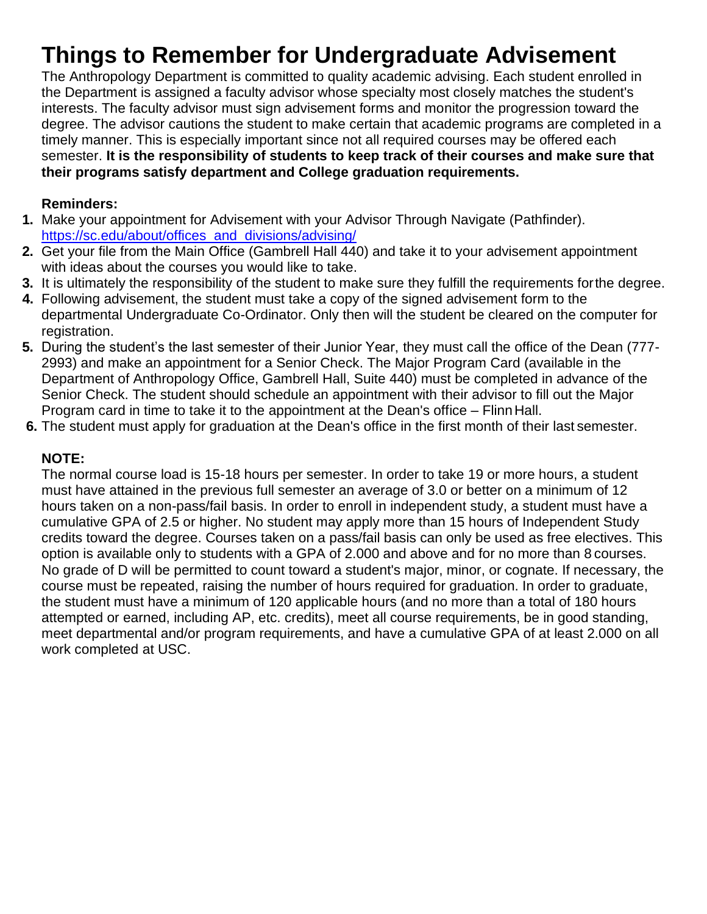# Things to Remember for Undergraduate Advisement

The Anthropology Department is committed to quality academic advising. Each student enrolled in the Department is assigned a faculty advisor whose specialty most closely matches the student's interests. The faculty advisor must sign advisement forms and monitor the progression toward the degree. The advisor cautions the student to make certain that academic programs are completed in a timely manner. This is especially important since not all required courses may be offered each semester. **It is the responsibility of students to keep track of their courses and make sure that their programs satisfy department and College graduation requirements.**

**Reminders:**

1. Make your appointment for Advisement with your Advisor Through Navigate (Pathfinder). https://sc.edu/about/offices_and_divisions/advising/
2. Get your file from the Main Office (Gambrell Hall 440) and take it to your advisement appointment with ideas about the courses you would like to take.
3. It is ultimately the responsibility of the student to make sure they fulfill the requirements for the degree.
4. Following advisement, the student must take a copy of the signed advisement form to the departmental Undergraduate Co-Ordinator. Only then will the student be cleared on the computer for registration.
5. During the student's the last semester of their Junior Year, they must call the office of the Dean (777-2993) and make an appointment for a Senior Check. The Major Program Card (available in the Department of Anthropology Office, Gambrell Hall, Suite 440) must be completed in advance of the Senior Check. The student should schedule an appointment with their advisor to fill out the Major Program card in time to take it to the appointment at the Dean's office – Flinn Hall.
6. The student must apply for graduation at the Dean's office in the first month of their last semester.

**NOTE:**

The normal course load is 15-18 hours per semester. In order to take 19 or more hours, a student must have attained in the previous full semester an average of 3.0 or better on a minimum of 12 hours taken on a non-pass/fail basis. In order to enroll in independent study, a student must have a cumulative GPA of 2.5 or higher. No student may apply more than 15 hours of Independent Study credits toward the degree. Courses taken on a pass/fail basis can only be used as free electives. This option is available only to students with a GPA of 2.000 and above and for no more than 8 courses. No grade of D will be permitted to count toward a student's major, minor, or cognate. If necessary, the course must be repeated, raising the number of hours required for graduation. In order to graduate, the student must have a minimum of 120 applicable hours (and no more than a total of 180 hours attempted or earned, including AP, etc. credits), meet all course requirements, be in good standing, meet departmental and/or program requirements, and have a cumulative GPA of at least 2.000 on all work completed at USC.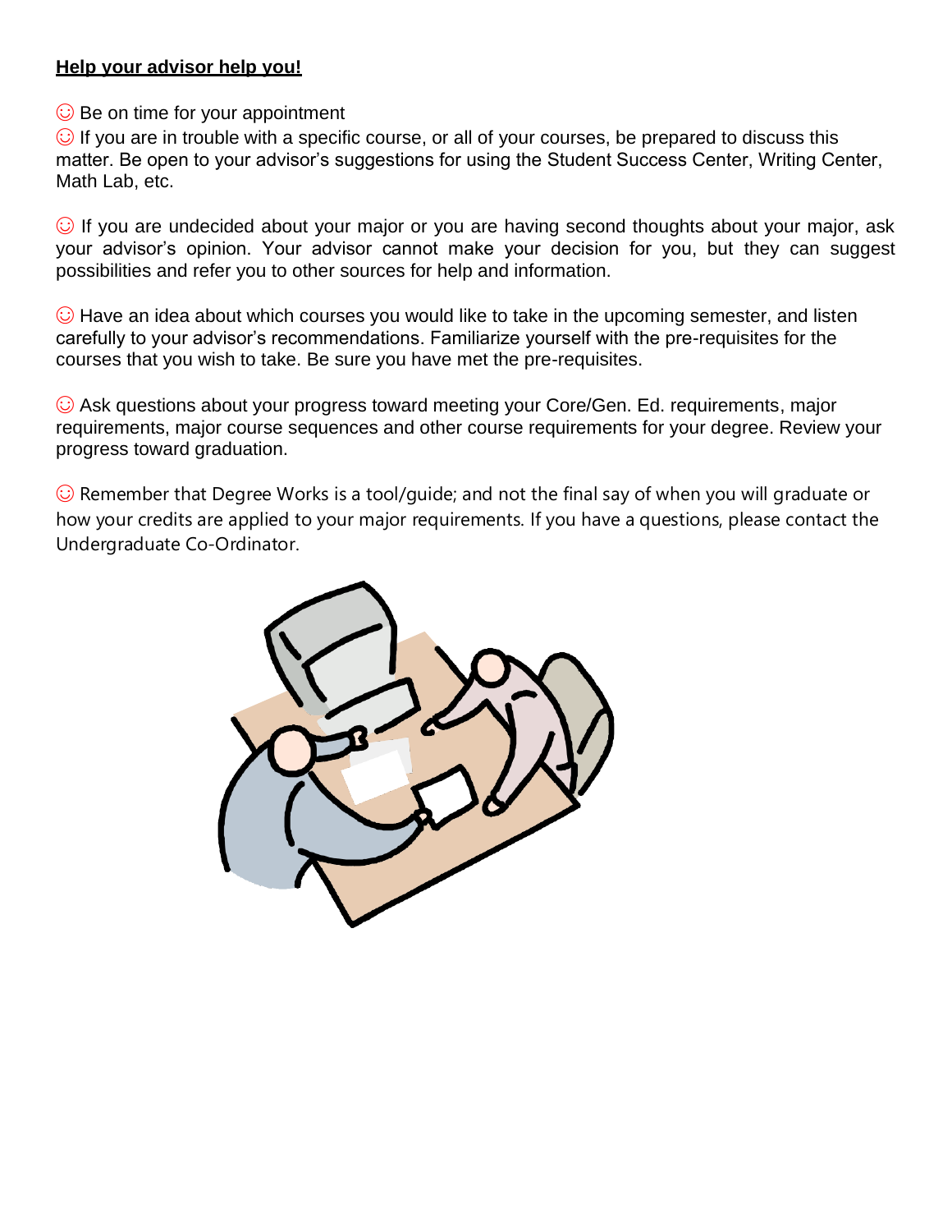**<u>Help your advisor help you!</u>**

☺ Be on time for your appointment

☺ If you are in trouble with a specific course, or all of your courses, be prepared to discuss this matter. Be open to your advisor's suggestions for using the Student Success Center, Writing Center, Math Lab, etc.

☺ If you are undecided about your major or you are having second thoughts about your major, ask your advisor's opinion. Your advisor cannot make your decision for you, but they can suggest possibilities and refer you to other sources for help and information.

☺ Have an idea about which courses you would like to take in the upcoming semester, and listen carefully to your advisor's recommendations. Familiarize yourself with the pre-requisites for the courses that you wish to take. Be sure you have met the pre-requisites.

☺ Ask questions about your progress toward meeting your Core/Gen. Ed. requirements, major requirements, major course sequences and other course requirements for your degree. Review your progress toward graduation.

☺ Remember that Degree Works is a tool/guide; and not the final say of when you will graduate or how your credits are applied to your major requirements. If you have a questions, please contact the Undergraduate Co-Ordinator.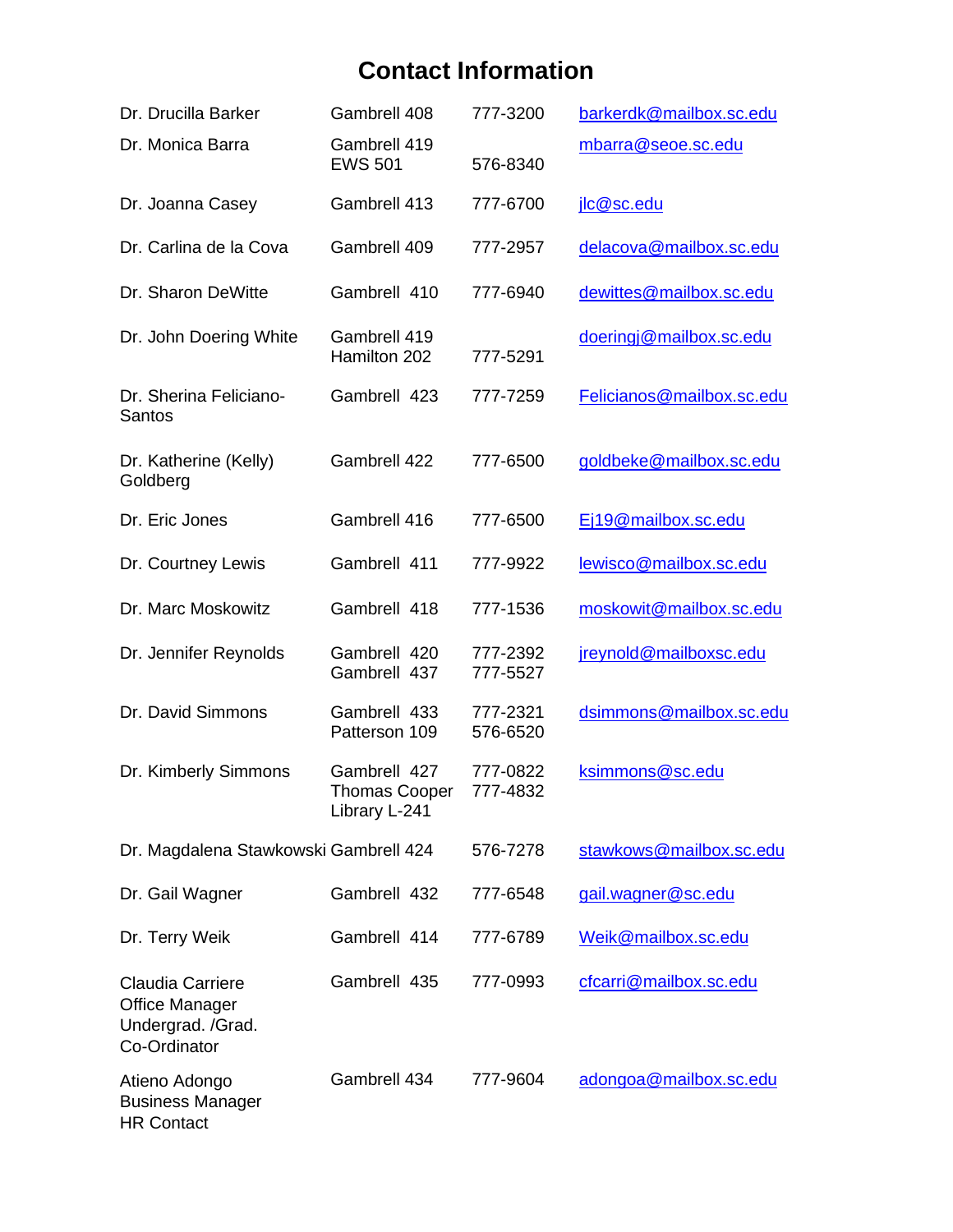# Contact Information

| | | | |
|---|---|---|---|
| Dr. Drucilla Barker | Gambrell 408 | 777-3200 | barkerdk@mailbox.sc.edu |
| Dr. Monica Barra | Gambrell 419<br>EWS 501 | <br>576-8340 | mbarra@seoe.sc.edu |
| Dr. Joanna Casey | Gambrell 413 | 777-6700 | jlc@sc.edu |
| Dr. Carlina de la Cova | Gambrell 409 | 777-2957 | delacova@mailbox.sc.edu |
| Dr. Sharon DeWitte | Gambrell 410 | 777-6940 | dewittes@mailbox.sc.edu |
| Dr. John Doering White | Gambrell 419<br>Hamilton 202 | <br>777-5291 | doeringj@mailbox.sc.edu |
| Dr. Sherina Feliciano-Santos | Gambrell 423 | 777-7259 | Felicianos@mailbox.sc.edu |
| Dr. Katherine (Kelly) Goldberg | Gambrell 422 | 777-6500 | goldbeke@mailbox.sc.edu |
| Dr. Eric Jones | Gambrell 416 | 777-6500 | Ej19@mailbox.sc.edu |
| Dr. Courtney Lewis | Gambrell 411 | 777-9922 | lewisco@mailbox.sc.edu |
| Dr. Marc Moskowitz | Gambrell 418 | 777-1536 | moskowit@mailbox.sc.edu |
| Dr. Jennifer Reynolds | Gambrell 420<br>Gambrell 437 | 777-2392<br>777-5527 | jreynold@mailboxsc.edu |
| Dr. David Simmons | Gambrell 433<br>Patterson 109 | 777-2321<br>576-6520 | dsimmons@mailbox.sc.edu |
| Dr. Kimberly Simmons | Gambrell 427<br>Thomas Cooper Library L-241 | 777-0822<br>777-4832 | ksimmons@sc.edu |
| Dr. Magdalena Stawkowski | Gambrell 424 | 576-7278 | stawkows@mailbox.sc.edu |
| Dr. Gail Wagner | Gambrell 432 | 777-6548 | gail.wagner@sc.edu |
| Dr. Terry Weik | Gambrell 414 | 777-6789 | Weik@mailbox.sc.edu |
| Claudia Carriere<br>Office Manager<br>Undergrad. /Grad. Co-Ordinator | Gambrell 435 | 777-0993 | cfcarri@mailbox.sc.edu |
| Atieno Adongo<br>Business Manager<br>HR Contact | Gambrell 434 | 777-9604 | adongoa@mailbox.sc.edu |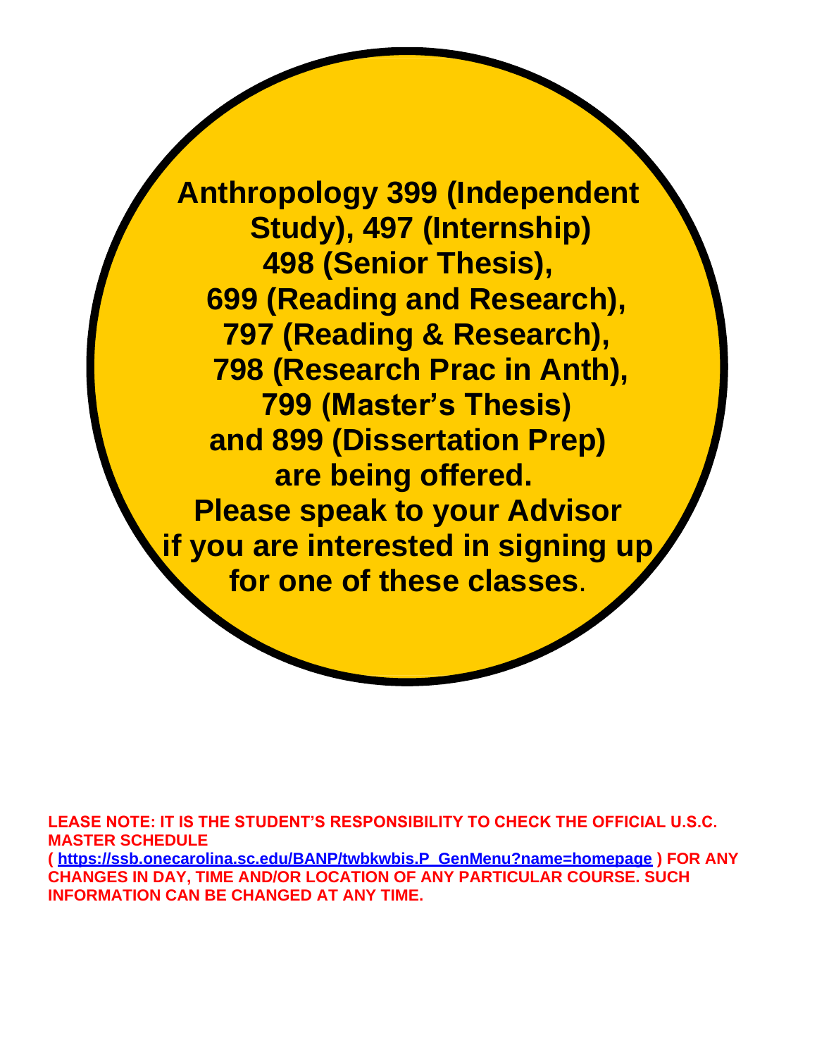**Anthropology 399 (Independent Study), 497 (Internship) 498 (Senior Thesis), 699 (Reading and Research), 797 (Reading & Research), 798 (Research Prac in Anth), 799 (Master's Thesis) and 899 (Dissertation Prep) are being offered. Please speak to your Advisor if you are interested in signing up for one of these classes**.

**LEASE NOTE: IT IS THE STUDENT'S RESPONSIBILITY TO CHECK THE OFFICIAL U.S.C. MASTER SCHEDULE ( https://ssb.onecarolina.sc.edu/BANP/twbkwbis.P_GenMenu?name=homepage ) FOR ANY CHANGES IN DAY, TIME AND/OR LOCATION OF ANY PARTICULAR COURSE. SUCH INFORMATION CAN BE CHANGED AT ANY TIME.**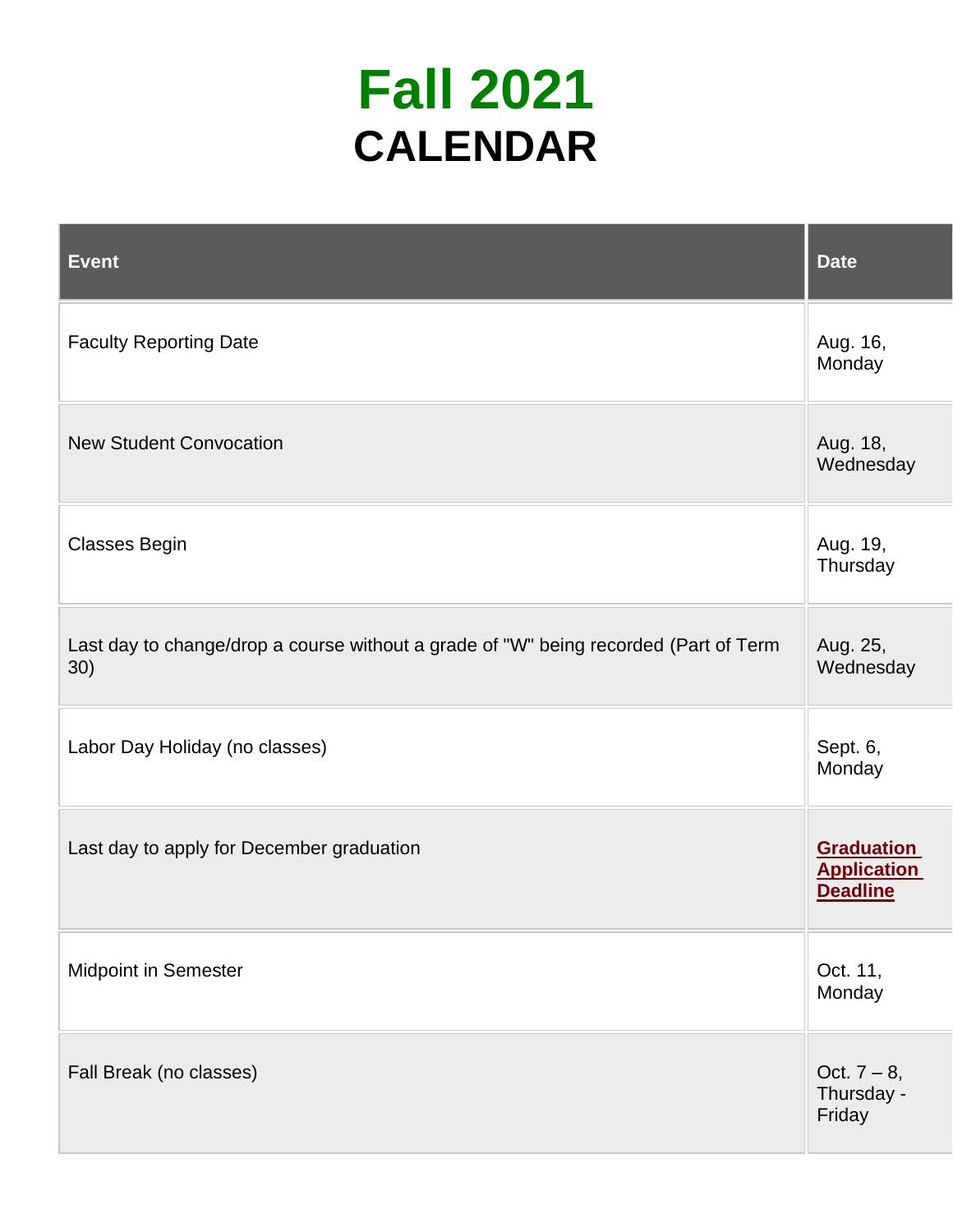# Fall 2021

## CALENDAR

| Event | Date |
|---|---|
| Faculty Reporting Date | Aug. 16, Monday |
| New Student Convocation | Aug. 18, Wednesday |
| Classes Begin | Aug. 19, Thursday |
| Last day to change/drop a course without a grade of "W" being recorded (Part of Term 30) | Aug. 25, Wednesday |
| Labor Day Holiday (no classes) | Sept. 6, Monday |
| Last day to apply for December graduation | **Graduation Application Deadline** |
| Midpoint in Semester | Oct. 11, Monday |
| Fall Break (no classes) | Oct. 7 – 8, Thursday - Friday |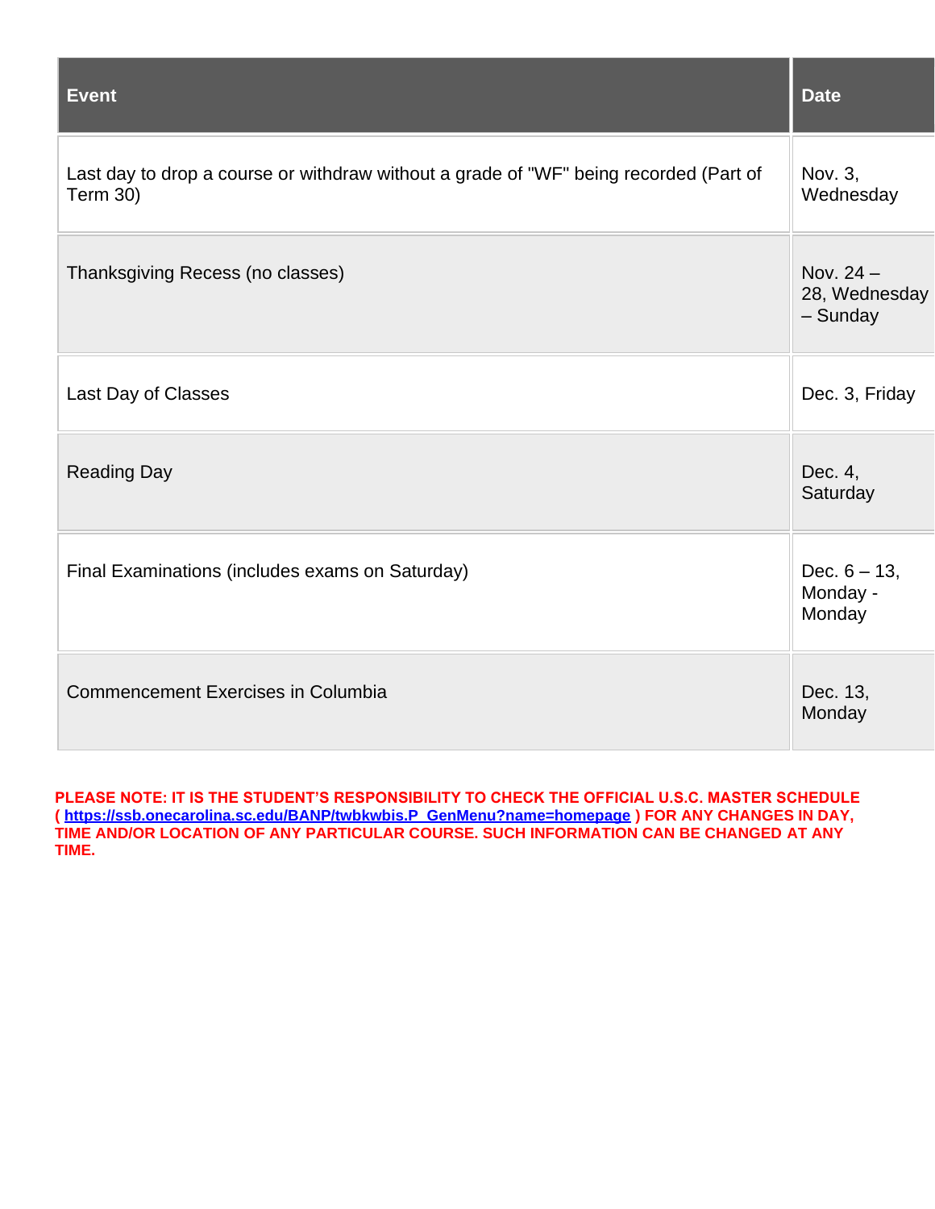| Event | Date |
|---|---|
| Last day to drop a course or withdraw without a grade of "WF" being recorded (Part of Term 30) | Nov. 3, Wednesday |
| Thanksgiving Recess (no classes) | Nov. 24 – 28, Wednesday – Sunday |
| Last Day of Classes | Dec. 3, Friday |
| Reading Day | Dec. 4, Saturday |
| Final Examinations (includes exams on Saturday) | Dec. 6 – 13, Monday - Monday |
| Commencement Exercises in Columbia | Dec. 13, Monday |

**PLEASE NOTE: IT IS THE STUDENT'S RESPONSIBILITY TO CHECK THE OFFICIAL U.S.C. MASTER SCHEDULE ( [https://ssb.onecarolina.sc.edu/BANP/twbkwbis.P_GenMenu?name=homepage](https://ssb.onecarolina.sc.edu/BANP/twbkwbis.P_GenMenu?name=homepage) ) FOR ANY CHANGES IN DAY, TIME AND/OR LOCATION OF ANY PARTICULAR COURSE. SUCH INFORMATION CAN BE CHANGED AT ANY TIME.**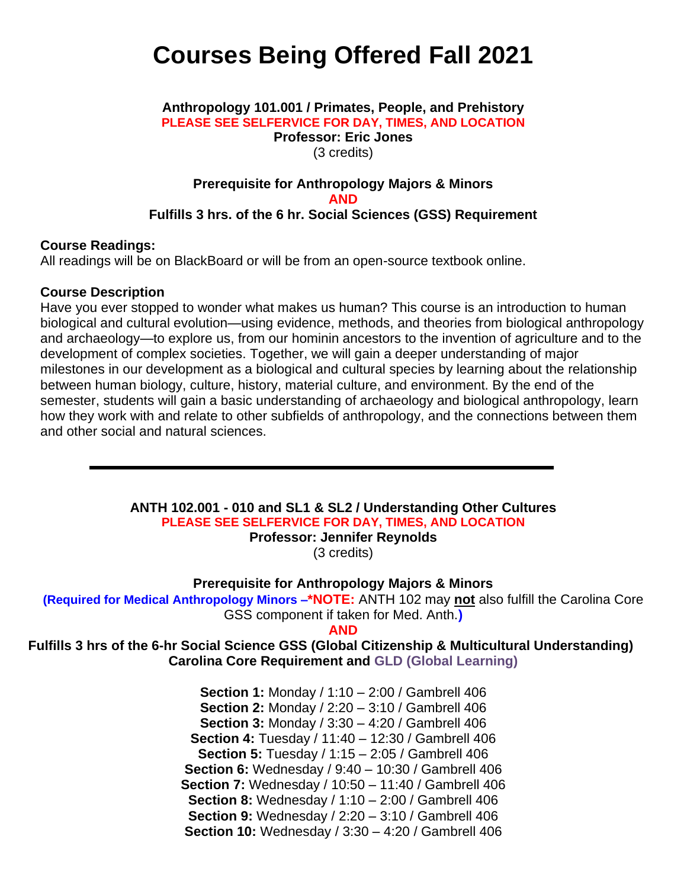# Courses Being Offered Fall 2021

**Anthropology 101.001 / Primates, People, and Prehistory**

**PLEASE SEE SELFERVICE FOR DAY, TIMES, AND LOCATION**

**Professor: Eric Jones**

(3 credits)

**Prerequisite for Anthropology Majors & Minors**

**AND**

**Fulfills 3 hrs. of the 6 hr. Social Sciences (GSS) Requirement**

**Course Readings:**

All readings will be on BlackBoard or will be from an open-source textbook online.

**Course Description**

Have you ever stopped to wonder what makes us human? This course is an introduction to human biological and cultural evolution—using evidence, methods, and theories from biological anthropology and archaeology—to explore us, from our hominin ancestors to the invention of agriculture and to the development of complex societies. Together, we will gain a deeper understanding of major milestones in our development as a biological and cultural species by learning about the relationship between human biology, culture, history, material culture, and environment. By the end of the semester, students will gain a basic understanding of archaeology and biological anthropology, learn how they work with and relate to other subfields of anthropology, and the connections between them and other social and natural sciences.

---

**ANTH 102.001 - 010 and SL1 & SL2 / Understanding Other Cultures**

**PLEASE SEE SELFERVICE FOR DAY, TIMES, AND LOCATION**

**Professor: Jennifer Reynolds**

(3 credits)

**Prerequisite for Anthropology Majors & Minors**

**(Required for Medical Anthropology Minors –*NOTE:** ANTH 102 may **not** also fulfill the Carolina Core GSS component if taken for Med. Anth.**)**

**AND**

**Fulfills 3 hrs of the 6-hr Social Science GSS (Global Citizenship & Multicultural Understanding) Carolina Core Requirement and GLD (Global Learning)**

**Section 1:** Monday / 1:10 – 2:00 / Gambrell 406
**Section 2:** Monday / 2:20 – 3:10 / Gambrell 406
**Section 3:** Monday / 3:30 – 4:20 / Gambrell 406
**Section 4:** Tuesday / 11:40 – 12:30 / Gambrell 406
**Section 5:** Tuesday / 1:15 – 2:05 / Gambrell 406
**Section 6:** Wednesday / 9:40 – 10:30 / Gambrell 406
**Section 7:** Wednesday / 10:50 – 11:40 / Gambrell 406
**Section 8:** Wednesday / 1:10 – 2:00 / Gambrell 406
**Section 9:** Wednesday / 2:20 – 3:10 / Gambrell 406
**Section 10:** Wednesday / 3:30 – 4:20 / Gambrell 406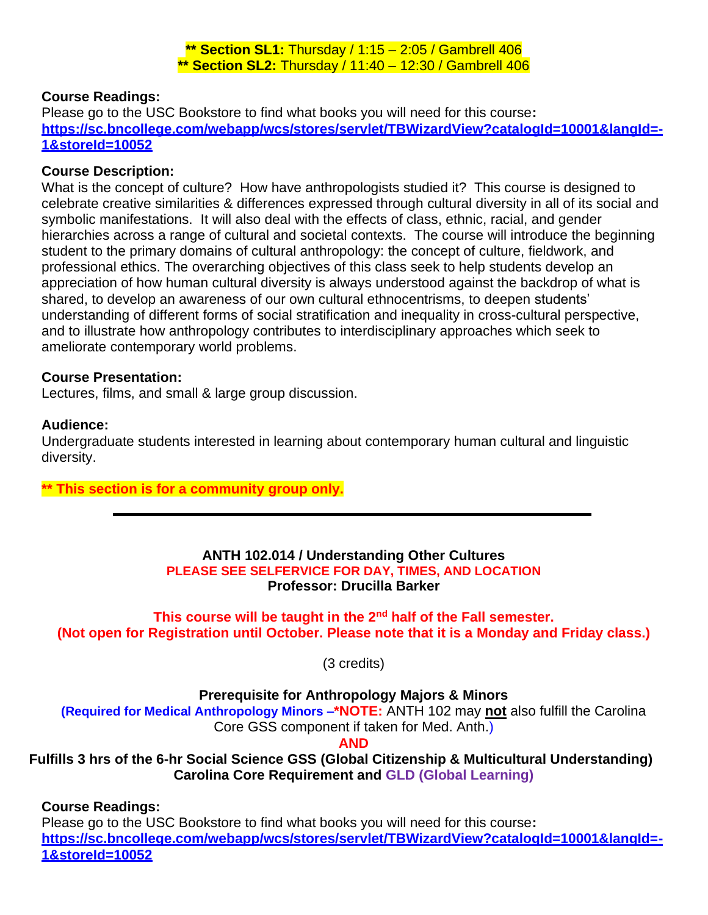**\*\* Section SL1:** Thursday / 1:15 – 2:05 / Gambrell 406
**\*\* Section SL2:** Thursday / 11:40 – 12:30 / Gambrell 406

**Course Readings:**
Please go to the USC Bookstore to find what books you will need for this course**:**
**https://sc.bncollege.com/webapp/wcs/stores/servlet/TBWizardView?catalogId=10001&langId=-1&storeId=10052**

**Course Description:**
What is the concept of culture? How have anthropologists studied it? This course is designed to celebrate creative similarities & differences expressed through cultural diversity in all of its social and symbolic manifestations. It will also deal with the effects of class, ethnic, racial, and gender hierarchies across a range of cultural and societal contexts. The course will introduce the beginning student to the primary domains of cultural anthropology: the concept of culture, fieldwork, and professional ethics. The overarching objectives of this class seek to help students develop an appreciation of how human cultural diversity is always understood against the backdrop of what is shared, to develop an awareness of our own cultural ethnocentrisms, to deepen students' understanding of different forms of social stratification and inequality in cross-cultural perspective, and to illustrate how anthropology contributes to interdisciplinary approaches which seek to ameliorate contemporary world problems.

**Course Presentation:**
Lectures, films, and small & large group discussion.

**Audience:**
Undergraduate students interested in learning about contemporary human cultural and linguistic diversity.

**\*\* This section is for a community group only.**

---

**ANTH 102.014 / Understanding Other Cultures**
**PLEASE SEE SELFERVICE FOR DAY, TIMES, AND LOCATION**
**Professor: Drucilla Barker**

**This course will be taught in the 2nd half of the Fall semester.**
**(Not open for Registration until October. Please note that it is a Monday and Friday class.)**

(3 credits)

**Prerequisite for Anthropology Majors & Minors**
**(Required for Medical Anthropology Minors –\*NOTE:** ANTH 102 may **not** also fulfill the Carolina Core GSS component if taken for Med. Anth.)
**AND**
**Fulfills 3 hrs of the 6-hr Social Science GSS (Global Citizenship & Multicultural Understanding) Carolina Core Requirement and GLD (Global Learning)**

**Course Readings:**
Please go to the USC Bookstore to find what books you will need for this course**:**
**https://sc.bncollege.com/webapp/wcs/stores/servlet/TBWizardView?catalogId=10001&langId=-1&storeId=10052**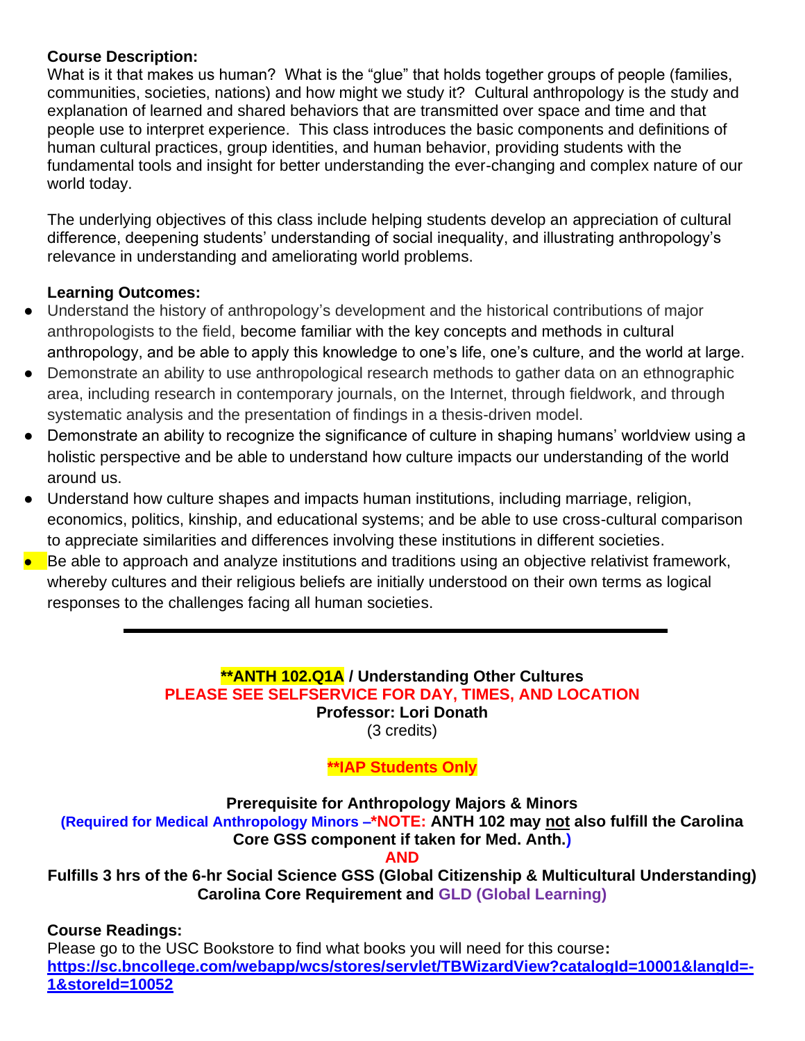**Course Description:**
What is it that makes us human? What is the "glue" that holds together groups of people (families, communities, societies, nations) and how might we study it? Cultural anthropology is the study and explanation of learned and shared behaviors that are transmitted over space and time and that people use to interpret experience. This class introduces the basic components and definitions of human cultural practices, group identities, and human behavior, providing students with the fundamental tools and insight for better understanding the ever-changing and complex nature of our world today.

The underlying objectives of this class include helping students develop an appreciation of cultural difference, deepening students' understanding of social inequality, and illustrating anthropology's relevance in understanding and ameliorating world problems.

**Learning Outcomes:**

- Understand the history of anthropology's development and the historical contributions of major anthropologists to the field, become familiar with the key concepts and methods in cultural anthropology, and be able to apply this knowledge to one's life, one's culture, and the world at large.
- Demonstrate an ability to use anthropological research methods to gather data on an ethnographic area, including research in contemporary journals, on the Internet, through fieldwork, and through systematic analysis and the presentation of findings in a thesis-driven model.
- Demonstrate an ability to recognize the significance of culture in shaping humans' worldview using a holistic perspective and be able to understand how culture impacts our understanding of the world around us.
- Understand how culture shapes and impacts human institutions, including marriage, religion, economics, politics, kinship, and educational systems; and be able to use cross-cultural comparison to appreciate similarities and differences involving these institutions in different societies.
- Be able to approach and analyze institutions and traditions using an objective relativist framework, whereby cultures and their religious beliefs are initially understood on their own terms as logical responses to the challenges facing all human societies.

---

**\*\*ANTH 102.Q1A / Understanding Other Cultures**
**PLEASE SEE SELFSERVICE FOR DAY, TIMES, AND LOCATION**
**Professor: Lori Donath**
(3 credits)

**\*\*IAP Students Only**

**Prerequisite for Anthropology Majors & Minors**
**(Required for Medical Anthropology Minors –\*NOTE: ANTH 102 may not also fulfill the Carolina Core GSS component if taken for Med. Anth.)**
**AND**
**Fulfills 3 hrs of the 6-hr Social Science GSS (Global Citizenship & Multicultural Understanding) Carolina Core Requirement and GLD (Global Learning)**

**Course Readings:**
Please go to the USC Bookstore to find what books you will need for this course**:**
**https://sc.bncollege.com/webapp/wcs/stores/servlet/TBWizardView?catalogId=10001&langId=-1&storeId=10052**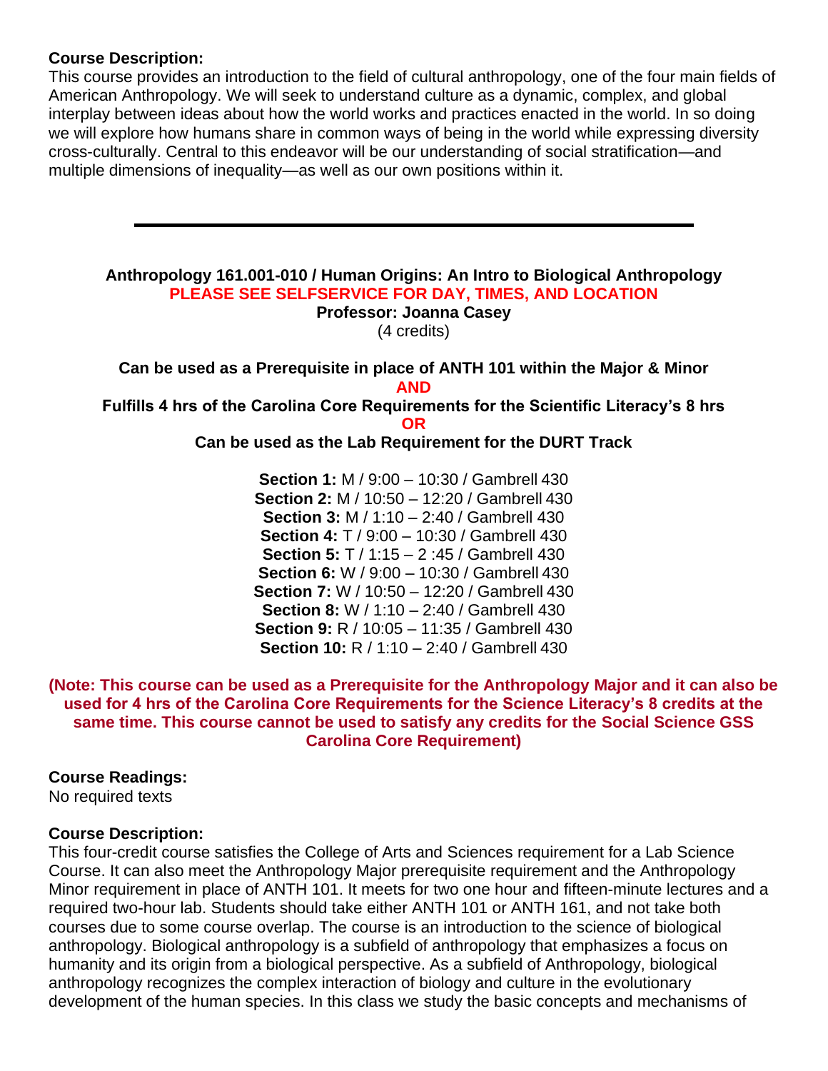**Course Description:**
This course provides an introduction to the field of cultural anthropology, one of the four main fields of American Anthropology. We will seek to understand culture as a dynamic, complex, and global interplay between ideas about how the world works and practices enacted in the world. In so doing we will explore how humans share in common ways of being in the world while expressing diversity cross-culturally. Central to this endeavor will be our understanding of social stratification—and multiple dimensions of inequality—as well as our own positions within it.

---

**Anthropology 161.001-010 / Human Origins: An Intro to Biological Anthropology**
**PLEASE SEE SELFSERVICE FOR DAY, TIMES, AND LOCATION**
**Professor: Joanna Casey**
(4 credits)

**Can be used as a Prerequisite in place of ANTH 101 within the Major & Minor**
**AND**
**Fulfills 4 hrs of the Carolina Core Requirements for the Scientific Literacy's 8 hrs**
**OR**
**Can be used as the Lab Requirement for the DURT Track**

**Section 1:** M / 9:00 – 10:30 / Gambrell 430
**Section 2:** M / 10:50 – 12:20 / Gambrell 430
**Section 3:** M / 1:10 – 2:40 / Gambrell 430
**Section 4:** T / 9:00 – 10:30 / Gambrell 430
**Section 5:** T / 1:15 – 2 :45 / Gambrell 430
**Section 6:** W / 9:00 – 10:30 / Gambrell 430
**Section 7:** W / 10:50 – 12:20 / Gambrell 430
**Section 8:** W / 1:10 – 2:40 / Gambrell 430
**Section 9:** R / 10:05 – 11:35 / Gambrell 430
**Section 10:** R / 1:10 – 2:40 / Gambrell 430

**(Note: This course can be used as a Prerequisite for the Anthropology Major and it can also be used for 4 hrs of the Carolina Core Requirements for the Science Literacy's 8 credits at the same time. This course cannot be used to satisfy any credits for the Social Science GSS Carolina Core Requirement)**

**Course Readings:**
No required texts

**Course Description:**
This four-credit course satisfies the College of Arts and Sciences requirement for a Lab Science Course. It can also meet the Anthropology Major prerequisite requirement and the Anthropology Minor requirement in place of ANTH 101. It meets for two one hour and fifteen-minute lectures and a required two-hour lab. Students should take either ANTH 101 or ANTH 161, and not take both courses due to some course overlap. The course is an introduction to the science of biological anthropology. Biological anthropology is a subfield of anthropology that emphasizes a focus on humanity and its origin from a biological perspective. As a subfield of Anthropology, biological anthropology recognizes the complex interaction of biology and culture in the evolutionary development of the human species. In this class we study the basic concepts and mechanisms of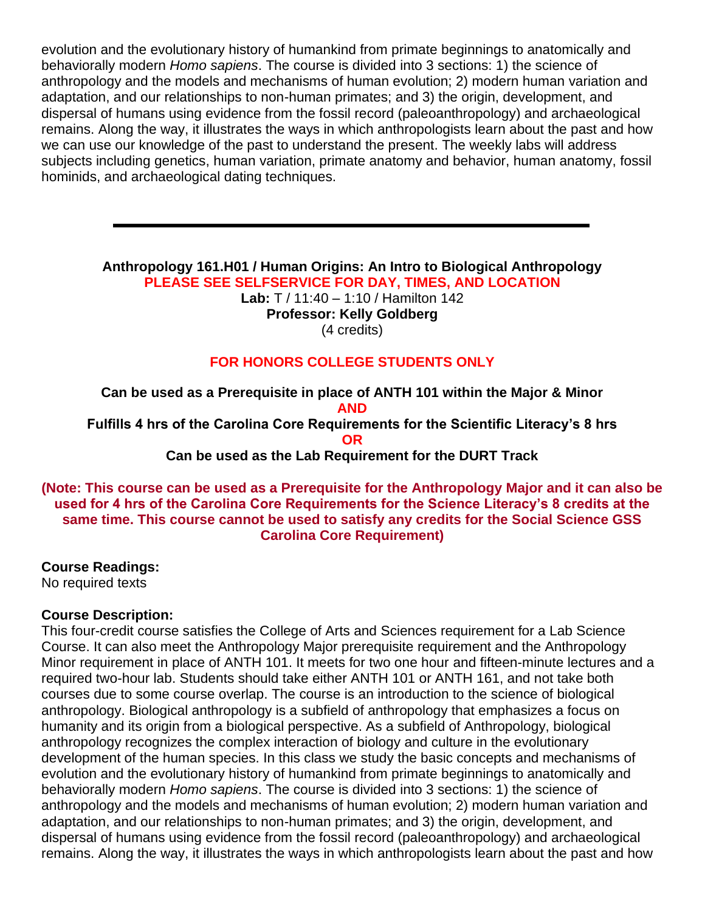evolution and the evolutionary history of humankind from primate beginnings to anatomically and behaviorally modern *Homo sapiens*. The course is divided into 3 sections: 1) the science of anthropology and the models and mechanisms of human evolution; 2) modern human variation and adaptation, and our relationships to non-human primates; and 3) the origin, development, and dispersal of humans using evidence from the fossil record (paleoanthropology) and archaeological remains. Along the way, it illustrates the ways in which anthropologists learn about the past and how we can use our knowledge of the past to understand the present. The weekly labs will address subjects including genetics, human variation, primate anatomy and behavior, human anatomy, fossil hominids, and archaeological dating techniques.

---

**Anthropology 161.H01 / Human Origins: An Intro to Biological Anthropology**
**PLEASE SEE SELFSERVICE FOR DAY, TIMES, AND LOCATION**
**Lab:** T / 11:40 – 1:10 / Hamilton 142
**Professor: Kelly Goldberg**
(4 credits)

**FOR HONORS COLLEGE STUDENTS ONLY**

**Can be used as a Prerequisite in place of ANTH 101 within the Major & Minor**
**AND**
**Fulfills 4 hrs of the Carolina Core Requirements for the Scientific Literacy's 8 hrs**
**OR**
**Can be used as the Lab Requirement for the DURT Track**

**(Note: This course can be used as a Prerequisite for the Anthropology Major and it can also be used for 4 hrs of the Carolina Core Requirements for the Science Literacy's 8 credits at the same time. This course cannot be used to satisfy any credits for the Social Science GSS Carolina Core Requirement)**

**Course Readings:**
No required texts

**Course Description:**
This four-credit course satisfies the College of Arts and Sciences requirement for a Lab Science Course. It can also meet the Anthropology Major prerequisite requirement and the Anthropology Minor requirement in place of ANTH 101. It meets for two one hour and fifteen-minute lectures and a required two-hour lab. Students should take either ANTH 101 or ANTH 161, and not take both courses due to some course overlap. The course is an introduction to the science of biological anthropology. Biological anthropology is a subfield of anthropology that emphasizes a focus on humanity and its origin from a biological perspective. As a subfield of Anthropology, biological anthropology recognizes the complex interaction of biology and culture in the evolutionary development of the human species. In this class we study the basic concepts and mechanisms of evolution and the evolutionary history of humankind from primate beginnings to anatomically and behaviorally modern *Homo sapiens*. The course is divided into 3 sections: 1) the science of anthropology and the models and mechanisms of human evolution; 2) modern human variation and adaptation, and our relationships to non-human primates; and 3) the origin, development, and dispersal of humans using evidence from the fossil record (paleoanthropology) and archaeological remains. Along the way, it illustrates the ways in which anthropologists learn about the past and how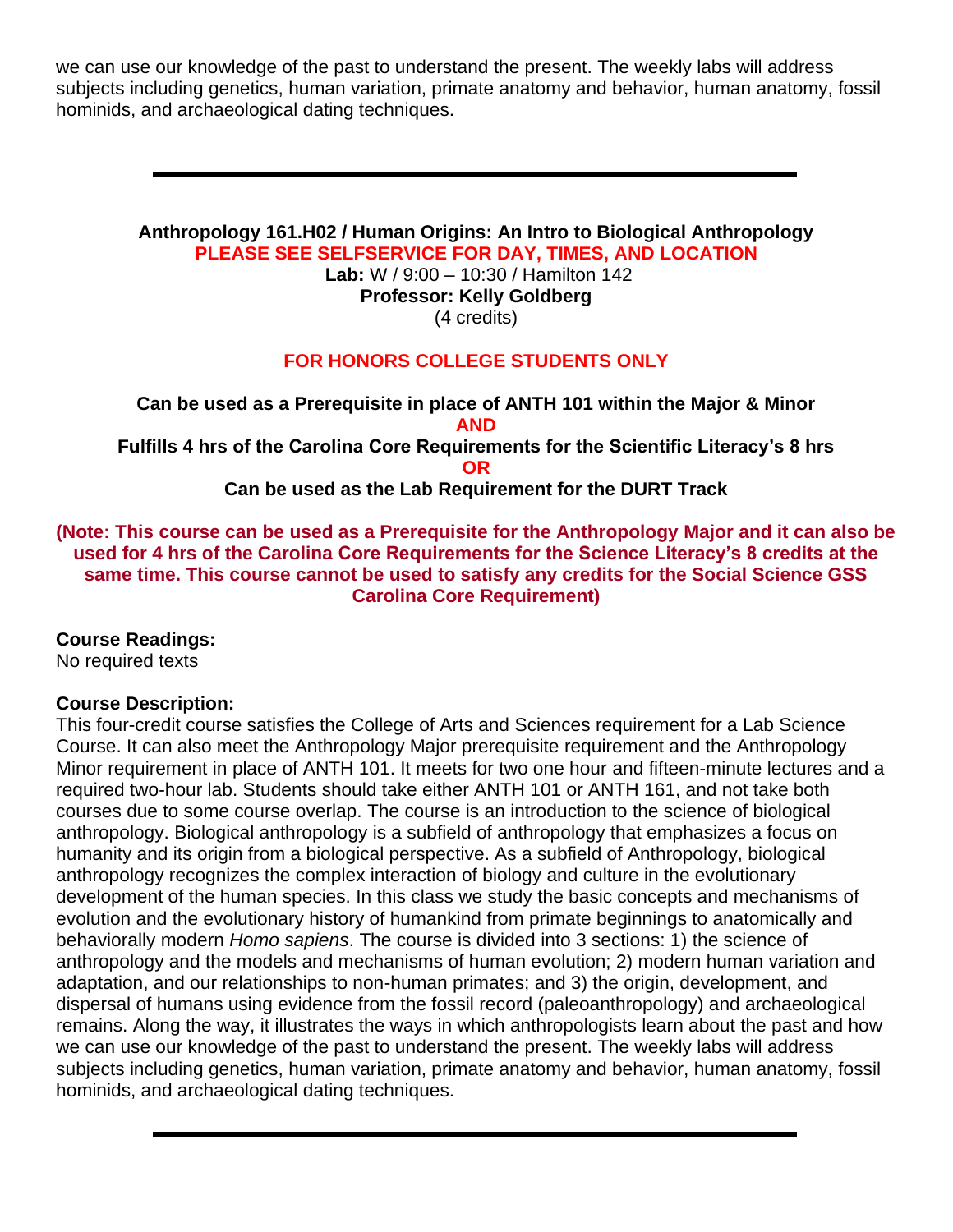we can use our knowledge of the past to understand the present. The weekly labs will address subjects including genetics, human variation, primate anatomy and behavior, human anatomy, fossil hominids, and archaeological dating techniques.

---

**Anthropology 161.H02 / Human Origins: An Intro to Biological Anthropology**

**PLEASE SEE SELFSERVICE FOR DAY, TIMES, AND LOCATION**

**Lab:** W / 9:00 – 10:30 / Hamilton 142

**Professor: Kelly Goldberg**

(4 credits)

**FOR HONORS COLLEGE STUDENTS ONLY**

**Can be used as a Prerequisite in place of ANTH 101 within the Major & Minor**

**AND**

**Fulfills 4 hrs of the Carolina Core Requirements for the Scientific Literacy's 8 hrs**

**OR**

**Can be used as the Lab Requirement for the DURT Track**

**(Note: This course can be used as a Prerequisite for the Anthropology Major and it can also be used for 4 hrs of the Carolina Core Requirements for the Science Literacy's 8 credits at the same time. This course cannot be used to satisfy any credits for the Social Science GSS Carolina Core Requirement)**

**Course Readings:**
No required texts

**Course Description:**
This four-credit course satisfies the College of Arts and Sciences requirement for a Lab Science Course. It can also meet the Anthropology Major prerequisite requirement and the Anthropology Minor requirement in place of ANTH 101. It meets for two one hour and fifteen-minute lectures and a required two-hour lab. Students should take either ANTH 101 or ANTH 161, and not take both courses due to some course overlap. The course is an introduction to the science of biological anthropology. Biological anthropology is a subfield of anthropology that emphasizes a focus on humanity and its origin from a biological perspective. As a subfield of Anthropology, biological anthropology recognizes the complex interaction of biology and culture in the evolutionary development of the human species. In this class we study the basic concepts and mechanisms of evolution and the evolutionary history of humankind from primate beginnings to anatomically and behaviorally modern *Homo sapiens*. The course is divided into 3 sections: 1) the science of anthropology and the models and mechanisms of human evolution; 2) modern human variation and adaptation, and our relationships to non-human primates; and 3) the origin, development, and dispersal of humans using evidence from the fossil record (paleoanthropology) and archaeological remains. Along the way, it illustrates the ways in which anthropologists learn about the past and how we can use our knowledge of the past to understand the present. The weekly labs will address subjects including genetics, human variation, primate anatomy and behavior, human anatomy, fossil hominids, and archaeological dating techniques.

---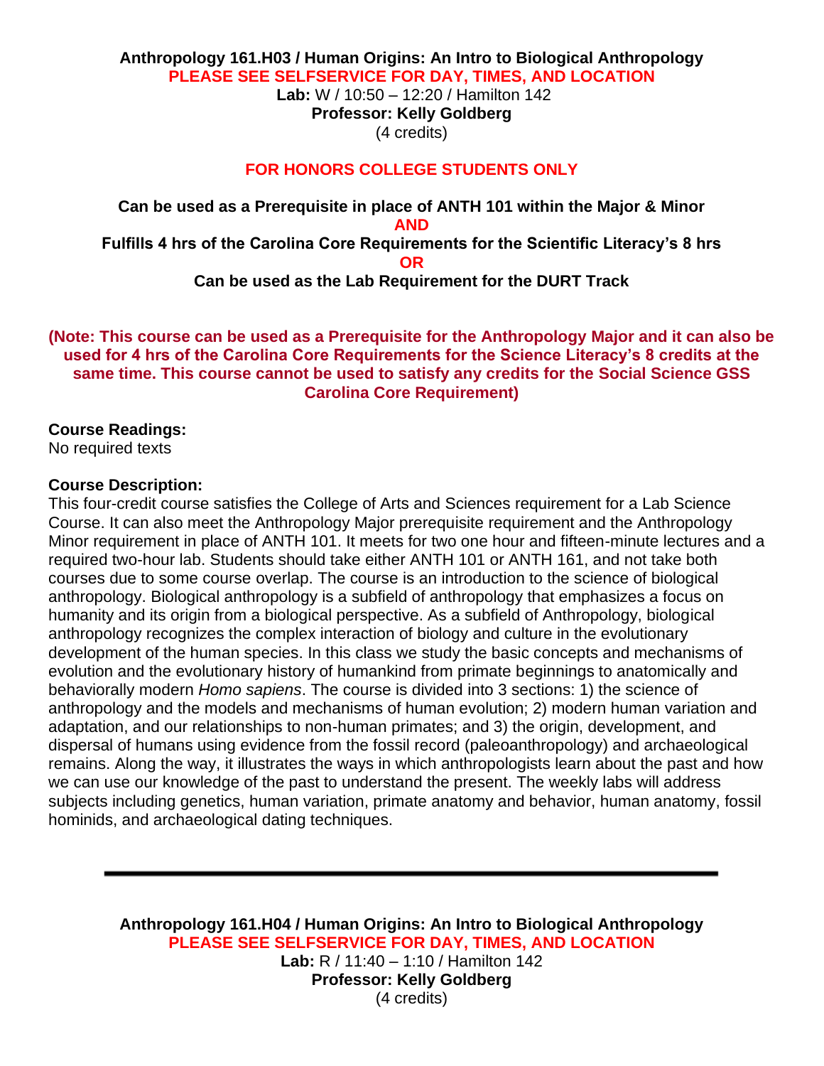**Anthropology 161.H03 / Human Origins: An Intro to Biological Anthropology**
**PLEASE SEE SELFSERVICE FOR DAY, TIMES, AND LOCATION**
**Lab:** W / 10:50 – 12:20 / Hamilton 142
**Professor: Kelly Goldberg**
(4 credits)

**FOR HONORS COLLEGE STUDENTS ONLY**

**Can be used as a Prerequisite in place of ANTH 101 within the Major & Minor**
**AND**
**Fulfills 4 hrs of the Carolina Core Requirements for the Scientific Literacy's 8 hrs**
**OR**
**Can be used as the Lab Requirement for the DURT Track**

**(Note: This course can be used as a Prerequisite for the Anthropology Major and it can also be used for 4 hrs of the Carolina Core Requirements for the Science Literacy's 8 credits at the same time. This course cannot be used to satisfy any credits for the Social Science GSS Carolina Core Requirement)**

**Course Readings:**
No required texts

**Course Description:**
This four-credit course satisfies the College of Arts and Sciences requirement for a Lab Science Course. It can also meet the Anthropology Major prerequisite requirement and the Anthropology Minor requirement in place of ANTH 101. It meets for two one hour and fifteen-minute lectures and a required two-hour lab. Students should take either ANTH 101 or ANTH 161, and not take both courses due to some course overlap. The course is an introduction to the science of biological anthropology. Biological anthropology is a subfield of anthropology that emphasizes a focus on humanity and its origin from a biological perspective. As a subfield of Anthropology, biological anthropology recognizes the complex interaction of biology and culture in the evolutionary development of the human species. In this class we study the basic concepts and mechanisms of evolution and the evolutionary history of humankind from primate beginnings to anatomically and behaviorally modern *Homo sapiens*. The course is divided into 3 sections: 1) the science of anthropology and the models and mechanisms of human evolution; 2) modern human variation and adaptation, and our relationships to non-human primates; and 3) the origin, development, and dispersal of humans using evidence from the fossil record (paleoanthropology) and archaeological remains. Along the way, it illustrates the ways in which anthropologists learn about the past and how we can use our knowledge of the past to understand the present. The weekly labs will address subjects including genetics, human variation, primate anatomy and behavior, human anatomy, fossil hominids, and archaeological dating techniques.

---

**Anthropology 161.H04 / Human Origins: An Intro to Biological Anthropology**
**PLEASE SEE SELFSERVICE FOR DAY, TIMES, AND LOCATION**
**Lab:** R / 11:40 – 1:10 / Hamilton 142
**Professor: Kelly Goldberg**
(4 credits)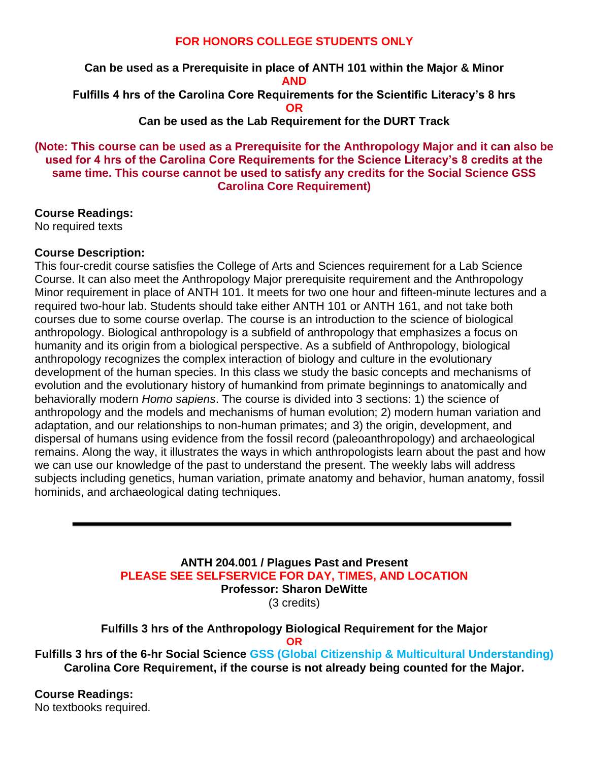**FOR HONORS COLLEGE STUDENTS ONLY**

**Can be used as a Prerequisite in place of ANTH 101 within the Major & Minor**
**AND**
**Fulfills 4 hrs of the Carolina Core Requirements for the Scientific Literacy's 8 hrs**
**OR**
**Can be used as the Lab Requirement for the DURT Track**

**(Note: This course can be used as a Prerequisite for the Anthropology Major and it can also be used for 4 hrs of the Carolina Core Requirements for the Science Literacy's 8 credits at the same time. This course cannot be used to satisfy any credits for the Social Science GSS Carolina Core Requirement)**

**Course Readings:**
No required texts

**Course Description:**
This four-credit course satisfies the College of Arts and Sciences requirement for a Lab Science Course. It can also meet the Anthropology Major prerequisite requirement and the Anthropology Minor requirement in place of ANTH 101. It meets for two one hour and fifteen-minute lectures and a required two-hour lab. Students should take either ANTH 101 or ANTH 161, and not take both courses due to some course overlap. The course is an introduction to the science of biological anthropology. Biological anthropology is a subfield of anthropology that emphasizes a focus on humanity and its origin from a biological perspective. As a subfield of Anthropology, biological anthropology recognizes the complex interaction of biology and culture in the evolutionary development of the human species. In this class we study the basic concepts and mechanisms of evolution and the evolutionary history of humankind from primate beginnings to anatomically and behaviorally modern *Homo sapiens*. The course is divided into 3 sections: 1) the science of anthropology and the models and mechanisms of human evolution; 2) modern human variation and adaptation, and our relationships to non-human primates; and 3) the origin, development, and dispersal of humans using evidence from the fossil record (paleoanthropology) and archaeological remains. Along the way, it illustrates the ways in which anthropologists learn about the past and how we can use our knowledge of the past to understand the present. The weekly labs will address subjects including genetics, human variation, primate anatomy and behavior, human anatomy, fossil hominids, and archaeological dating techniques.

---

**ANTH 204.001 / Plagues Past and Present**
**PLEASE SEE SELFSERVICE FOR DAY, TIMES, AND LOCATION**
**Professor: Sharon DeWitte**
(3 credits)

**Fulfills 3 hrs of the Anthropology Biological Requirement for the Major**
**OR**
**Fulfills 3 hrs of the 6-hr Social Science GSS (Global Citizenship & Multicultural Understanding) Carolina Core Requirement, if the course is not already being counted for the Major.**

**Course Readings:**
No textbooks required.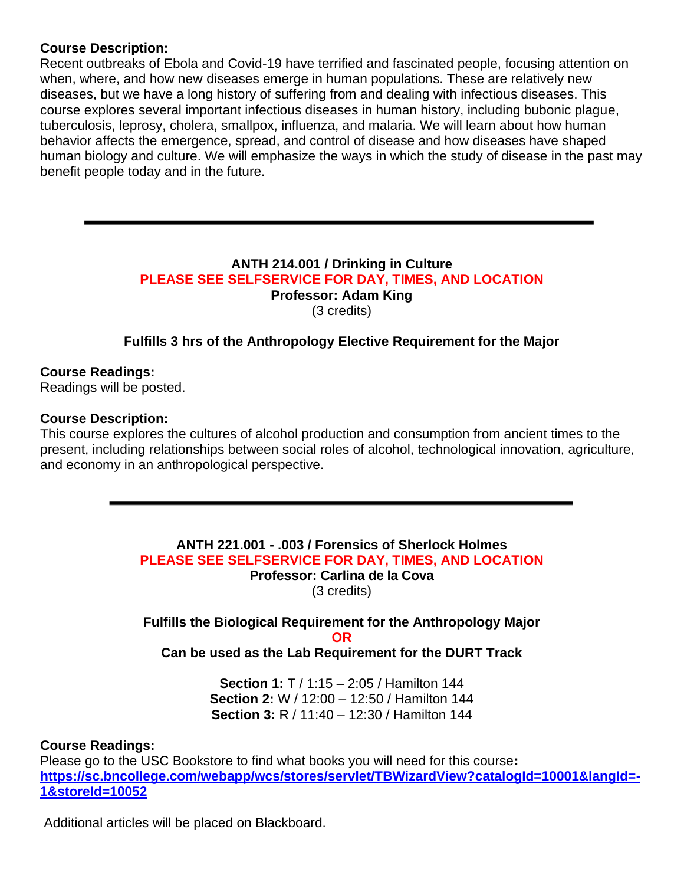**Course Description:**
Recent outbreaks of Ebola and Covid-19 have terrified and fascinated people, focusing attention on when, where, and how new diseases emerge in human populations. These are relatively new diseases, but we have a long history of suffering from and dealing with infectious diseases. This course explores several important infectious diseases in human history, including bubonic plague, tuberculosis, leprosy, cholera, smallpox, influenza, and malaria. We will learn about how human behavior affects the emergence, spread, and control of disease and how diseases have shaped human biology and culture. We will emphasize the ways in which the study of disease in the past may benefit people today and in the future.

---

**ANTH 214.001 / Drinking in Culture**
**PLEASE SEE SELFSERVICE FOR DAY, TIMES, AND LOCATION**
**Professor: Adam King**
(3 credits)

**Fulfills 3 hrs of the Anthropology Elective Requirement for the Major**

**Course Readings:**
Readings will be posted.

**Course Description:**
This course explores the cultures of alcohol production and consumption from ancient times to the present, including relationships between social roles of alcohol, technological innovation, agriculture, and economy in an anthropological perspective.

---

**ANTH 221.001 - .003 / Forensics of Sherlock Holmes**
**PLEASE SEE SELFSERVICE FOR DAY, TIMES, AND LOCATION**
**Professor: Carlina de la Cova**
(3 credits)

**Fulfills the Biological Requirement for the Anthropology Major**
**OR**
**Can be used as the Lab Requirement for the DURT Track**

**Section 1:** T / 1:15 – 2:05 / Hamilton 144
**Section 2:** W / 12:00 – 12:50 / Hamilton 144
**Section 3:** R / 11:40 – 12:30 / Hamilton 144

**Course Readings:**
Please go to the USC Bookstore to find what books you will need for this course**:**
**https://sc.bncollege.com/webapp/wcs/stores/servlet/TBWizardView?catalogId=10001&langId=-1&storeId=10052**

Additional articles will be placed on Blackboard.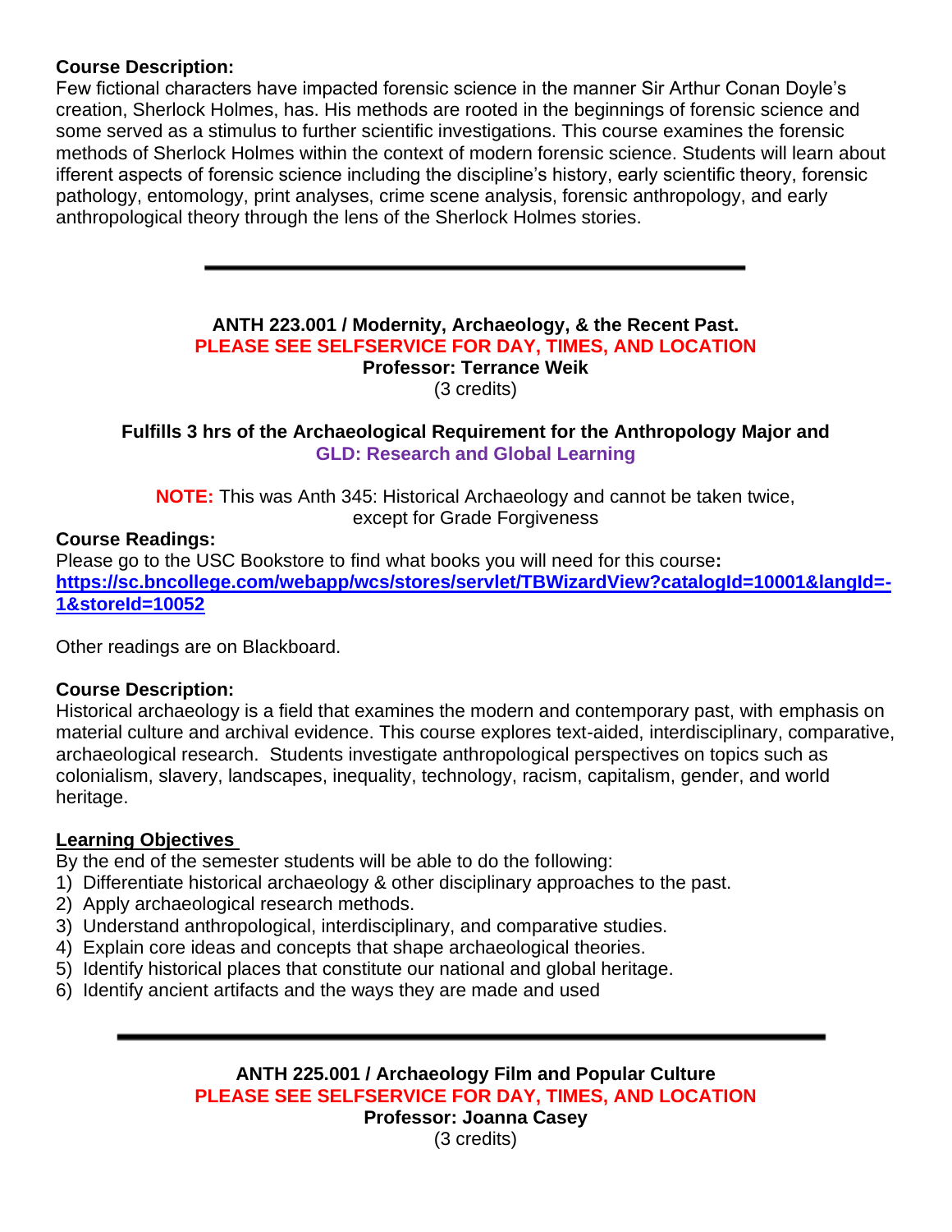**Course Description:**
Few fictional characters have impacted forensic science in the manner Sir Arthur Conan Doyle's creation, Sherlock Holmes, has. His methods are rooted in the beginnings of forensic science and some served as a stimulus to further scientific investigations. This course examines the forensic methods of Sherlock Holmes within the context of modern forensic science. Students will learn about ifferent aspects of forensic science including the discipline's history, early scientific theory, forensic pathology, entomology, print analyses, crime scene analysis, forensic anthropology, and early anthropological theory through the lens of the Sherlock Holmes stories.

---

**ANTH 223.001 / Modernity, Archaeology, & the Recent Past.**
**PLEASE SEE SELFSERVICE FOR DAY, TIMES, AND LOCATION**
**Professor: Terrance Weik**
(3 credits)

**Fulfills 3 hrs of the Archaeological Requirement for the Anthropology Major and**
**GLD: Research and Global Learning**

**NOTE:** This was Anth 345: Historical Archaeology and cannot be taken twice, except for Grade Forgiveness

**Course Readings:**
Please go to the USC Bookstore to find what books you will need for this course**:**
**https://sc.bncollege.com/webapp/wcs/stores/servlet/TBWizardView?catalogId=10001&langId=-1&storeId=10052**

Other readings are on Blackboard.

**Course Description:**
Historical archaeology is a field that examines the modern and contemporary past, with emphasis on material culture and archival evidence. This course explores text-aided, interdisciplinary, comparative, archaeological research. Students investigate anthropological perspectives on topics such as colonialism, slavery, landscapes, inequality, technology, racism, capitalism, gender, and world heritage.

**Learning Objectives**
By the end of the semester students will be able to do the following:
1) Differentiate historical archaeology & other disciplinary approaches to the past.
2) Apply archaeological research methods.
3) Understand anthropological, interdisciplinary, and comparative studies.
4) Explain core ideas and concepts that shape archaeological theories.
5) Identify historical places that constitute our national and global heritage.
6) Identify ancient artifacts and the ways they are made and used

---

**ANTH 225.001 / Archaeology Film and Popular Culture**
**PLEASE SEE SELFSERVICE FOR DAY, TIMES, AND LOCATION**
**Professor: Joanna Casey**
(3 credits)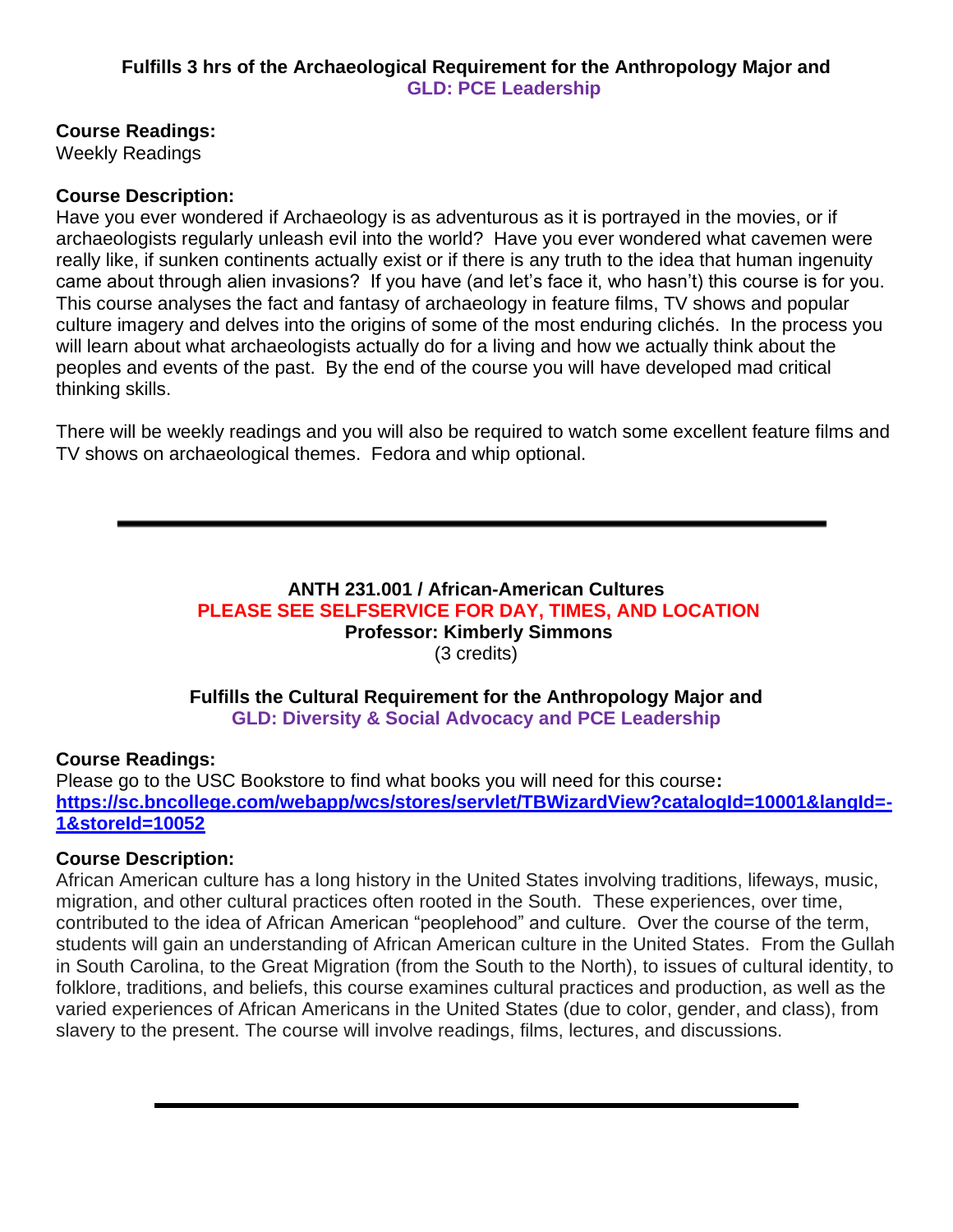**Fulfills 3 hrs of the Archaeological Requirement for the Anthropology Major and GLD: PCE Leadership**

**Course Readings:**
Weekly Readings

**Course Description:**
Have you ever wondered if Archaeology is as adventurous as it is portrayed in the movies, or if archaeologists regularly unleash evil into the world? Have you ever wondered what cavemen were really like, if sunken continents actually exist or if there is any truth to the idea that human ingenuity came about through alien invasions? If you have (and let's face it, who hasn't) this course is for you. This course analyses the fact and fantasy of archaeology in feature films, TV shows and popular culture imagery and delves into the origins of some of the most enduring clichés. In the process you will learn about what archaeologists actually do for a living and how we actually think about the peoples and events of the past. By the end of the course you will have developed mad critical thinking skills.

There will be weekly readings and you will also be required to watch some excellent feature films and TV shows on archaeological themes. Fedora and whip optional.

---

**ANTH 231.001 / African-American Cultures**
**PLEASE SEE SELFSERVICE FOR DAY, TIMES, AND LOCATION**
**Professor: Kimberly Simmons**
(3 credits)

**Fulfills the Cultural Requirement for the Anthropology Major and GLD: Diversity & Social Advocacy and PCE Leadership**

**Course Readings:**
Please go to the USC Bookstore to find what books you will need for this course**:**
**https://sc.bncollege.com/webapp/wcs/stores/servlet/TBWizardView?catalogId=10001&langId=-1&storeId=10052**

**Course Description:**
African American culture has a long history in the United States involving traditions, lifeways, music, migration, and other cultural practices often rooted in the South. These experiences, over time, contributed to the idea of African American "peoplehood" and culture. Over the course of the term, students will gain an understanding of African American culture in the United States. From the Gullah in South Carolina, to the Great Migration (from the South to the North), to issues of cultural identity, to folklore, traditions, and beliefs, this course examines cultural practices and production, as well as the varied experiences of African Americans in the United States (due to color, gender, and class), from slavery to the present. The course will involve readings, films, lectures, and discussions.

---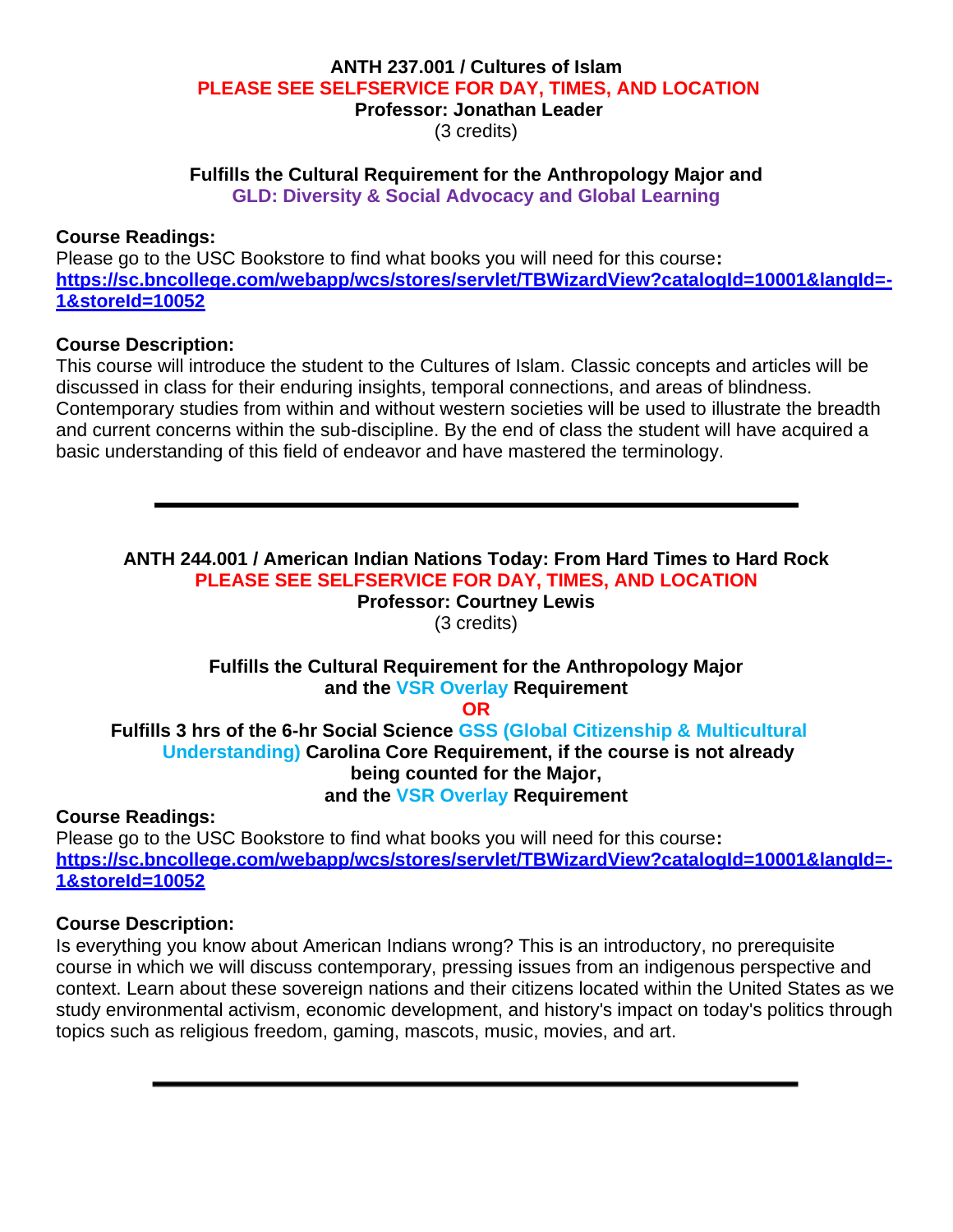**ANTH 237.001 / Cultures of Islam**

**PLEASE SEE SELFSERVICE FOR DAY, TIMES, AND LOCATION**

**Professor: Jonathan Leader**

(3 credits)

**Fulfills the Cultural Requirement for the Anthropology Major and**
**GLD: Diversity & Social Advocacy and Global Learning**

**Course Readings:**
Please go to the USC Bookstore to find what books you will need for this course**:**
**https://sc.bncollege.com/webapp/wcs/stores/servlet/TBWizardView?catalogId=10001&langId=-1&storeId=10052**

**Course Description:**
This course will introduce the student to the Cultures of Islam. Classic concepts and articles will be discussed in class for their enduring insights, temporal connections, and areas of blindness. Contemporary studies from within and without western societies will be used to illustrate the breadth and current concerns within the sub-discipline. By the end of class the student will have acquired a basic understanding of this field of endeavor and have mastered the terminology.

---

**ANTH 244.001 / American Indian Nations Today: From Hard Times to Hard Rock**

**PLEASE SEE SELFSERVICE FOR DAY, TIMES, AND LOCATION**

**Professor: Courtney Lewis**

(3 credits)

**Fulfills the Cultural Requirement for the Anthropology Major**
**and the VSR Overlay Requirement**
**OR**
**Fulfills 3 hrs of the 6-hr Social Science GSS (Global Citizenship & Multicultural Understanding) Carolina Core Requirement, if the course is not already being counted for the Major,**
**and the VSR Overlay Requirement**

**Course Readings:**
Please go to the USC Bookstore to find what books you will need for this course**:**
**https://sc.bncollege.com/webapp/wcs/stores/servlet/TBWizardView?catalogId=10001&langId=-1&storeId=10052**

**Course Description:**
Is everything you know about American Indians wrong? This is an introductory, no prerequisite course in which we will discuss contemporary, pressing issues from an indigenous perspective and context. Learn about these sovereign nations and their citizens located within the United States as we study environmental activism, economic development, and history's impact on today's politics through topics such as religious freedom, gaming, mascots, music, movies, and art.

---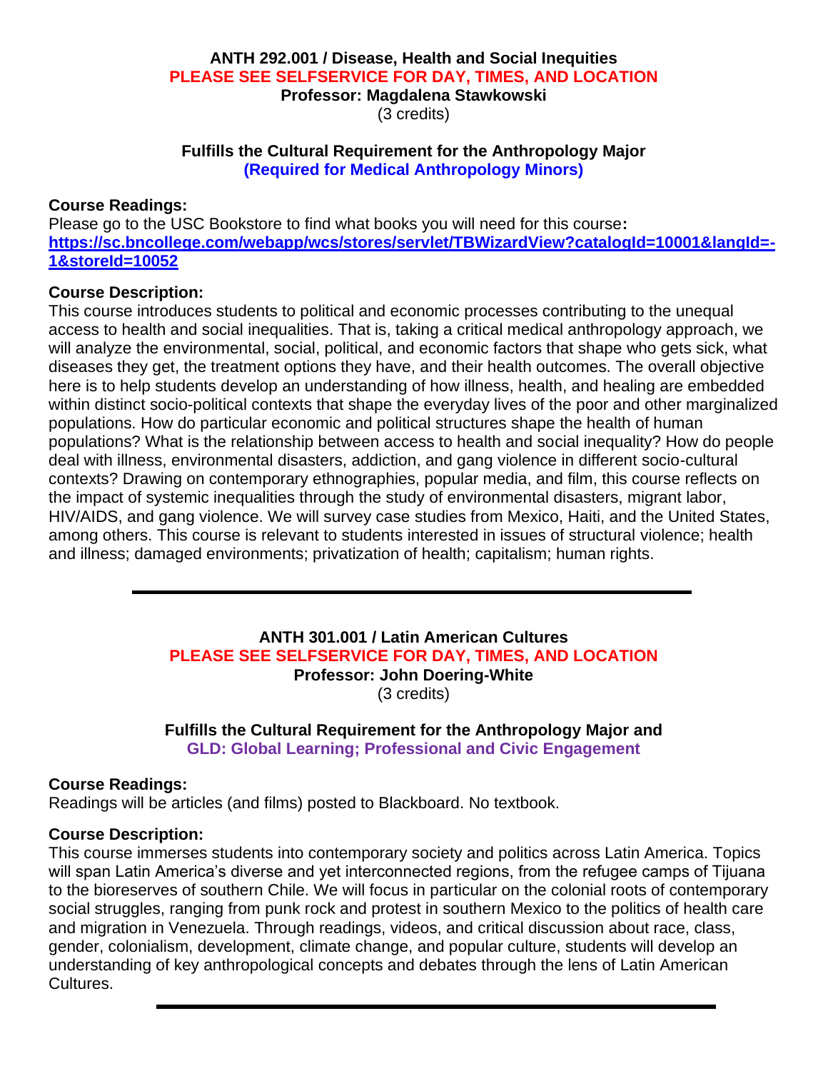**ANTH 292.001 / Disease, Health and Social Inequities**

**PLEASE SEE SELFSERVICE FOR DAY, TIMES, AND LOCATION**

**Professor: Magdalena Stawkowski**

(3 credits)

**Fulfills the Cultural Requirement for the Anthropology Major**

**(Required for Medical Anthropology Minors)**

**Course Readings:**

Please go to the USC Bookstore to find what books you will need for this course**:**
**https://sc.bncollege.com/webapp/wcs/stores/servlet/TBWizardView?catalogId=10001&langId=-1&storeId=10052**

**Course Description:**

This course introduces students to political and economic processes contributing to the unequal access to health and social inequalities. That is, taking a critical medical anthropology approach, we will analyze the environmental, social, political, and economic factors that shape who gets sick, what diseases they get, the treatment options they have, and their health outcomes. The overall objective here is to help students develop an understanding of how illness, health, and healing are embedded within distinct socio-political contexts that shape the everyday lives of the poor and other marginalized populations. How do particular economic and political structures shape the health of human populations? What is the relationship between access to health and social inequality? How do people deal with illness, environmental disasters, addiction, and gang violence in different socio-cultural contexts? Drawing on contemporary ethnographies, popular media, and film, this course reflects on the impact of systemic inequalities through the study of environmental disasters, migrant labor, HIV/AIDS, and gang violence. We will survey case studies from Mexico, Haiti, and the United States, among others. This course is relevant to students interested in issues of structural violence; health and illness; damaged environments; privatization of health; capitalism; human rights.

---

**ANTH 301.001 / Latin American Cultures**

**PLEASE SEE SELFSERVICE FOR DAY, TIMES, AND LOCATION**

**Professor: John Doering-White**

(3 credits)

**Fulfills the Cultural Requirement for the Anthropology Major and**

**GLD: Global Learning; Professional and Civic Engagement**

**Course Readings:**

Readings will be articles (and films) posted to Blackboard. No textbook.

**Course Description:**

This course immerses students into contemporary society and politics across Latin America. Topics will span Latin America's diverse and yet interconnected regions, from the refugee camps of Tijuana to the bioreserves of southern Chile. We will focus in particular on the colonial roots of contemporary social struggles, ranging from punk rock and protest in southern Mexico to the politics of health care and migration in Venezuela. Through readings, videos, and critical discussion about race, class, gender, colonialism, development, climate change, and popular culture, students will develop an understanding of key anthropological concepts and debates through the lens of Latin American Cultures.

---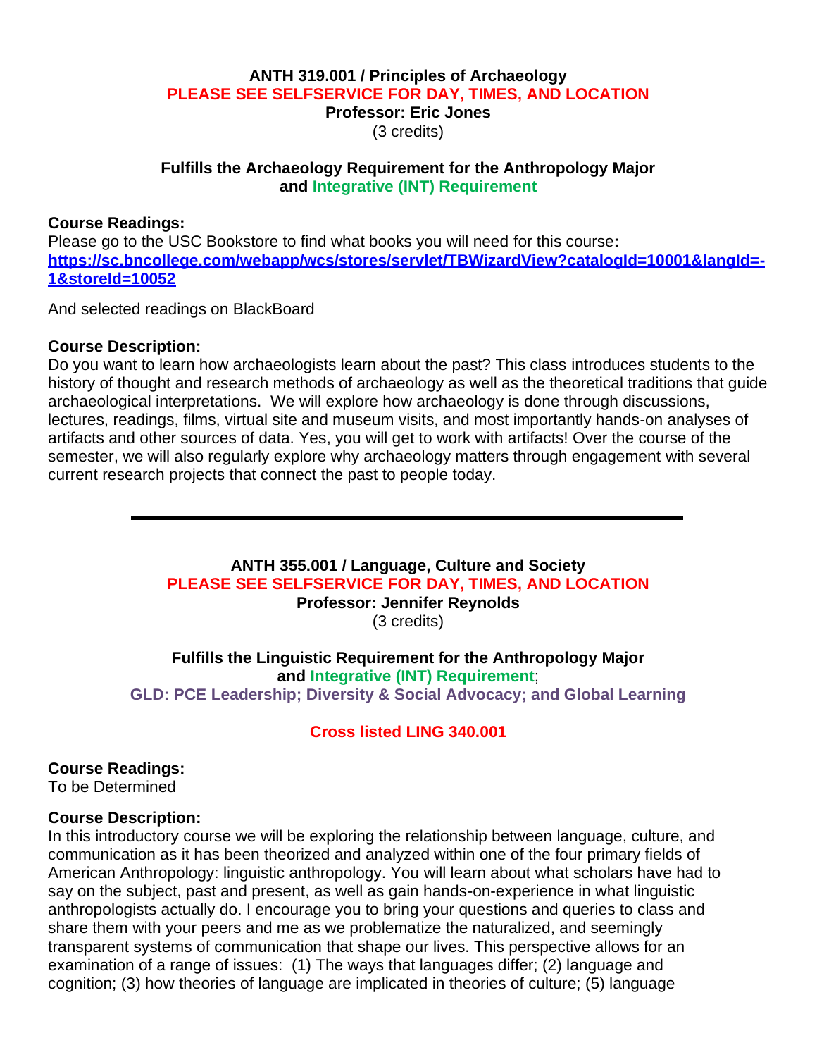**ANTH 319.001 / Principles of Archaeology**
**PLEASE SEE SELFSERVICE FOR DAY, TIMES, AND LOCATION**
**Professor: Eric Jones**
(3 credits)

**Fulfills the Archaeology Requirement for the Anthropology Major and Integrative (INT) Requirement**

**Course Readings:**
Please go to the USC Bookstore to find what books you will need for this course**:**
**https://sc.bncollege.com/webapp/wcs/stores/servlet/TBWizardView?catalogId=10001&langId=-1&storeId=10052**

And selected readings on BlackBoard

**Course Description:**
Do you want to learn how archaeologists learn about the past? This class introduces students to the history of thought and research methods of archaeology as well as the theoretical traditions that guide archaeological interpretations. We will explore how archaeology is done through discussions, lectures, readings, films, virtual site and museum visits, and most importantly hands-on analyses of artifacts and other sources of data. Yes, you will get to work with artifacts! Over the course of the semester, we will also regularly explore why archaeology matters through engagement with several current research projects that connect the past to people today.

---

**ANTH 355.001 / Language, Culture and Society**
**PLEASE SEE SELFSERVICE FOR DAY, TIMES, AND LOCATION**
**Professor: Jennifer Reynolds**
(3 credits)

**Fulfills the Linguistic Requirement for the Anthropology Major and Integrative (INT) Requirement**;
**GLD: PCE Leadership; Diversity & Social Advocacy; and Global Learning**

**Cross listed LING 340.001**

**Course Readings:**
To be Determined

**Course Description:**
In this introductory course we will be exploring the relationship between language, culture, and communication as it has been theorized and analyzed within one of the four primary fields of American Anthropology: linguistic anthropology. You will learn about what scholars have had to say on the subject, past and present, as well as gain hands-on-experience in what linguistic anthropologists actually do. I encourage you to bring your questions and queries to class and share them with your peers and me as we problematize the naturalized, and seemingly transparent systems of communication that shape our lives. This perspective allows for an examination of a range of issues: (1) The ways that languages differ; (2) language and cognition; (3) how theories of language are implicated in theories of culture; (5) language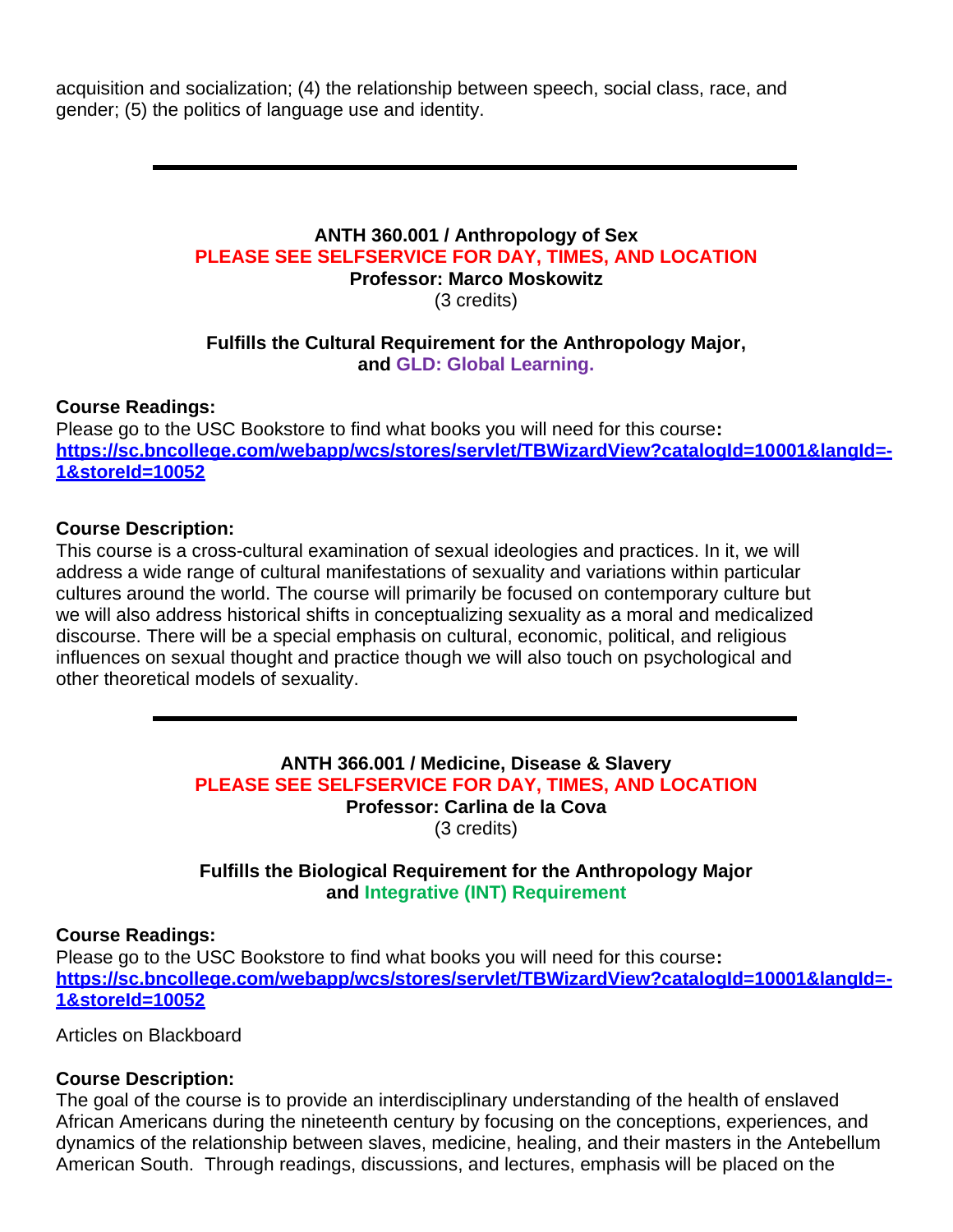acquisition and socialization; (4) the relationship between speech, social class, race, and gender; (5) the politics of language use and identity.

---

### ANTH 360.001 / Anthropology of Sex

**PLEASE SEE SELFSERVICE FOR DAY, TIMES, AND LOCATION**

**Professor: Marco Moskowitz**

(3 credits)

**Fulfills the Cultural Requirement for the Anthropology Major, and GLD: Global Learning.**

**Course Readings:**

Please go to the USC Bookstore to find what books you will need for this course**:**
**https://sc.bncollege.com/webapp/wcs/stores/servlet/TBWizardView?catalogId=10001&langId=-1&storeId=10052**

**Course Description:**

This course is a cross-cultural examination of sexual ideologies and practices. In it, we will address a wide range of cultural manifestations of sexuality and variations within particular cultures around the world. The course will primarily be focused on contemporary culture but we will also address historical shifts in conceptualizing sexuality as a moral and medicalized discourse. There will be a special emphasis on cultural, economic, political, and religious influences on sexual thought and practice though we will also touch on psychological and other theoretical models of sexuality.

---

### ANTH 366.001 / Medicine, Disease & Slavery

**PLEASE SEE SELFSERVICE FOR DAY, TIMES, AND LOCATION**

**Professor: Carlina de la Cova**

(3 credits)

**Fulfills the Biological Requirement for the Anthropology Major and Integrative (INT) Requirement**

**Course Readings:**

Please go to the USC Bookstore to find what books you will need for this course**:**
**https://sc.bncollege.com/webapp/wcs/stores/servlet/TBWizardView?catalogId=10001&langId=-1&storeId=10052**

Articles on Blackboard

**Course Description:**

The goal of the course is to provide an interdisciplinary understanding of the health of enslaved African Americans during the nineteenth century by focusing on the conceptions, experiences, and dynamics of the relationship between slaves, medicine, healing, and their masters in the Antebellum American South. Through readings, discussions, and lectures, emphasis will be placed on the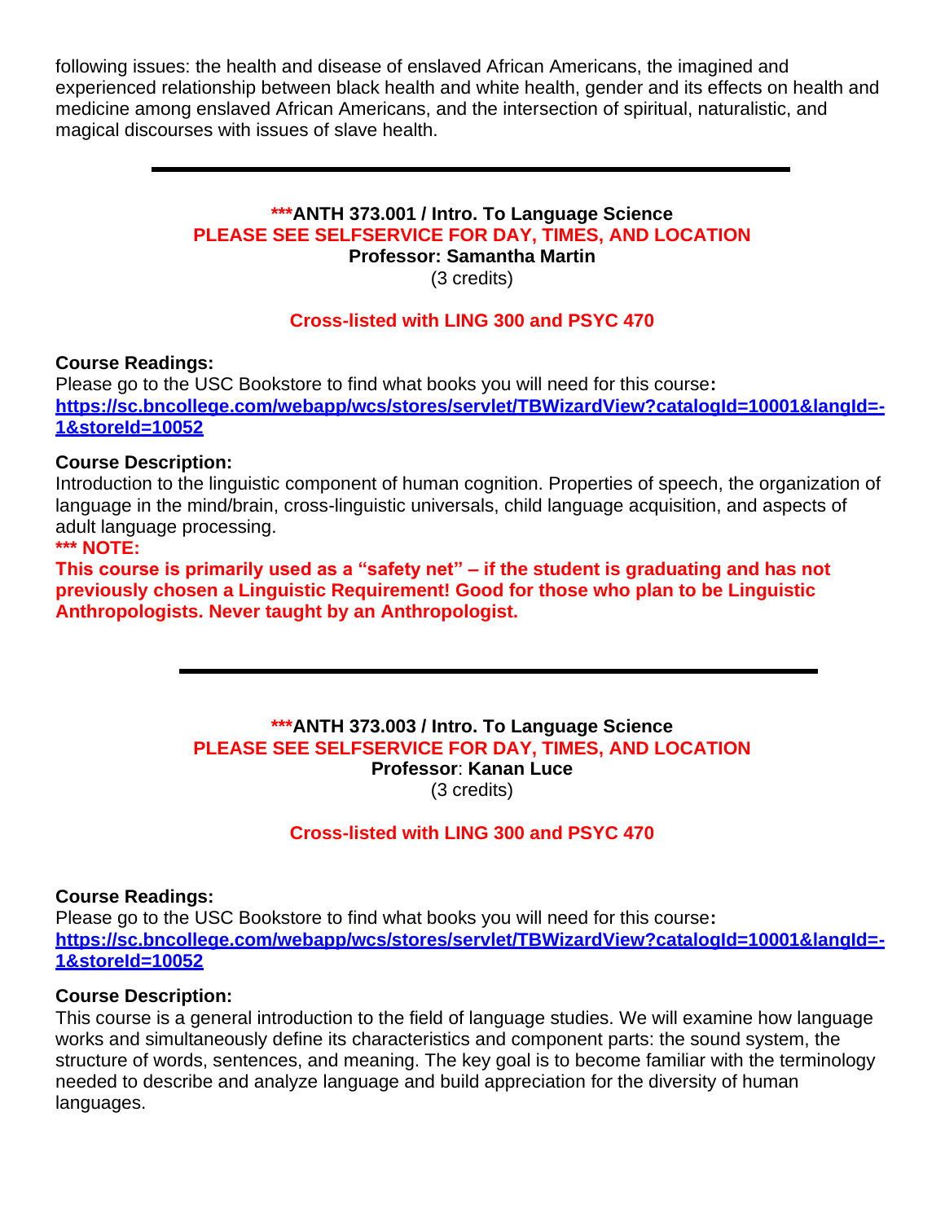following issues: the health and disease of enslaved African Americans, the imagined and experienced relationship between black health and white health, gender and its effects on health and medicine among enslaved African Americans, and the intersection of spiritual, naturalistic, and magical discourses with issues of slave health.

---

**\*\*\*ANTH 373.001 / Intro. To Language Science**
**PLEASE SEE SELFSERVICE FOR DAY, TIMES, AND LOCATION**
**Professor: Samantha Martin**
(3 credits)

**Cross-listed with LING 300 and PSYC 470**

**Course Readings:**
Please go to the USC Bookstore to find what books you will need for this course**:**
**https://sc.bncollege.com/webapp/wcs/stores/servlet/TBWizardView?catalogId=10001&langId=-1&storeId=10052**

**Course Description:**
Introduction to the linguistic component of human cognition. Properties of speech, the organization of language in the mind/brain, cross-linguistic universals, child language acquisition, and aspects of adult language processing.
**\*\*\* NOTE:**
**This course is primarily used as a "safety net" – if the student is graduating and has not previously chosen a Linguistic Requirement! Good for those who plan to be Linguistic Anthropologists. Never taught by an Anthropologist.**

---

**\*\*\*ANTH 373.003 / Intro. To Language Science**
**PLEASE SEE SELFSERVICE FOR DAY, TIMES, AND LOCATION**
**Professor**: **Kanan Luce**
(3 credits)

**Cross-listed with LING 300 and PSYC 470**

**Course Readings:**
Please go to the USC Bookstore to find what books you will need for this course**:**
**https://sc.bncollege.com/webapp/wcs/stores/servlet/TBWizardView?catalogId=10001&langId=-1&storeId=10052**

**Course Description:**
This course is a general introduction to the field of language studies. We will examine how language works and simultaneously define its characteristics and component parts: the sound system, the structure of words, sentences, and meaning. The key goal is to become familiar with the terminology needed to describe and analyze language and build appreciation for the diversity of human languages.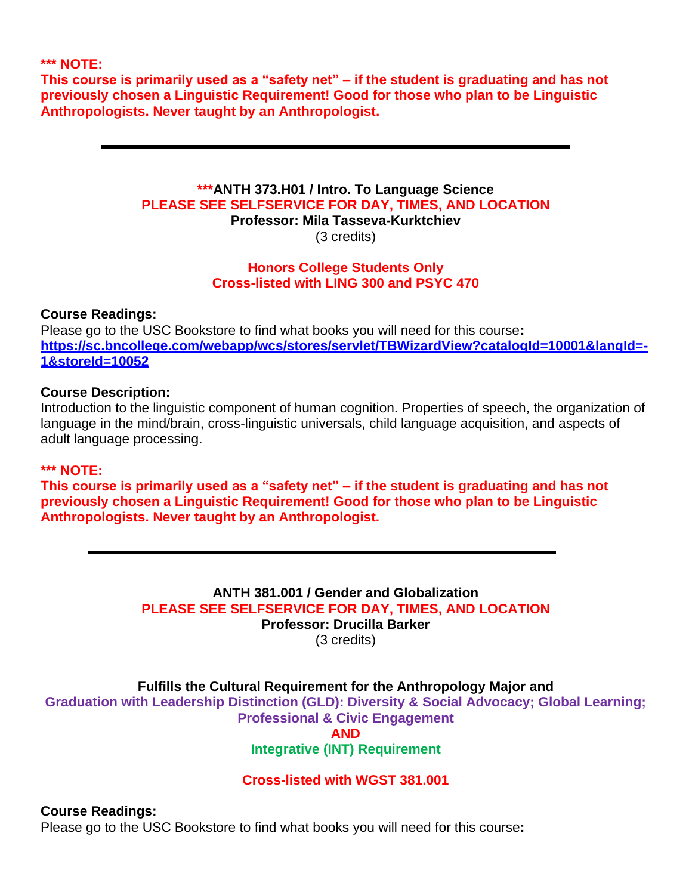**\*\*\* NOTE:**
**This course is primarily used as a "safety net" – if the student is graduating and has not previously chosen a Linguistic Requirement! Good for those who plan to be Linguistic Anthropologists. Never taught by an Anthropologist.**

---

**\*\*\*ANTH 373.H01 / Intro. To Language Science**
**PLEASE SEE SELFSERVICE FOR DAY, TIMES, AND LOCATION**
**Professor: Mila Tasseva-Kurktchiev**
(3 credits)

**Honors College Students Only**
**Cross-listed with LING 300 and PSYC 470**

**Course Readings:**
Please go to the USC Bookstore to find what books you will need for this course**:**
https://sc.bncollege.com/webapp/wcs/stores/servlet/TBWizardView?catalogId=10001&langId=-1&storeId=10052

**Course Description:**
Introduction to the linguistic component of human cognition. Properties of speech, the organization of language in the mind/brain, cross-linguistic universals, child language acquisition, and aspects of adult language processing.

**\*\*\* NOTE:**
**This course is primarily used as a "safety net" – if the student is graduating and has not previously chosen a Linguistic Requirement! Good for those who plan to be Linguistic Anthropologists. Never taught by an Anthropologist.**

---

**ANTH 381.001 / Gender and Globalization**
**PLEASE SEE SELFSERVICE FOR DAY, TIMES, AND LOCATION**
**Professor: Drucilla Barker**
(3 credits)

**Fulfills the Cultural Requirement for the Anthropology Major and**
**Graduation with Leadership Distinction (GLD): Diversity & Social Advocacy; Global Learning; Professional & Civic Engagement**
**AND**
**Integrative (INT) Requirement**

**Cross-listed with WGST 381.001**

**Course Readings:**
Please go to the USC Bookstore to find what books you will need for this course**:**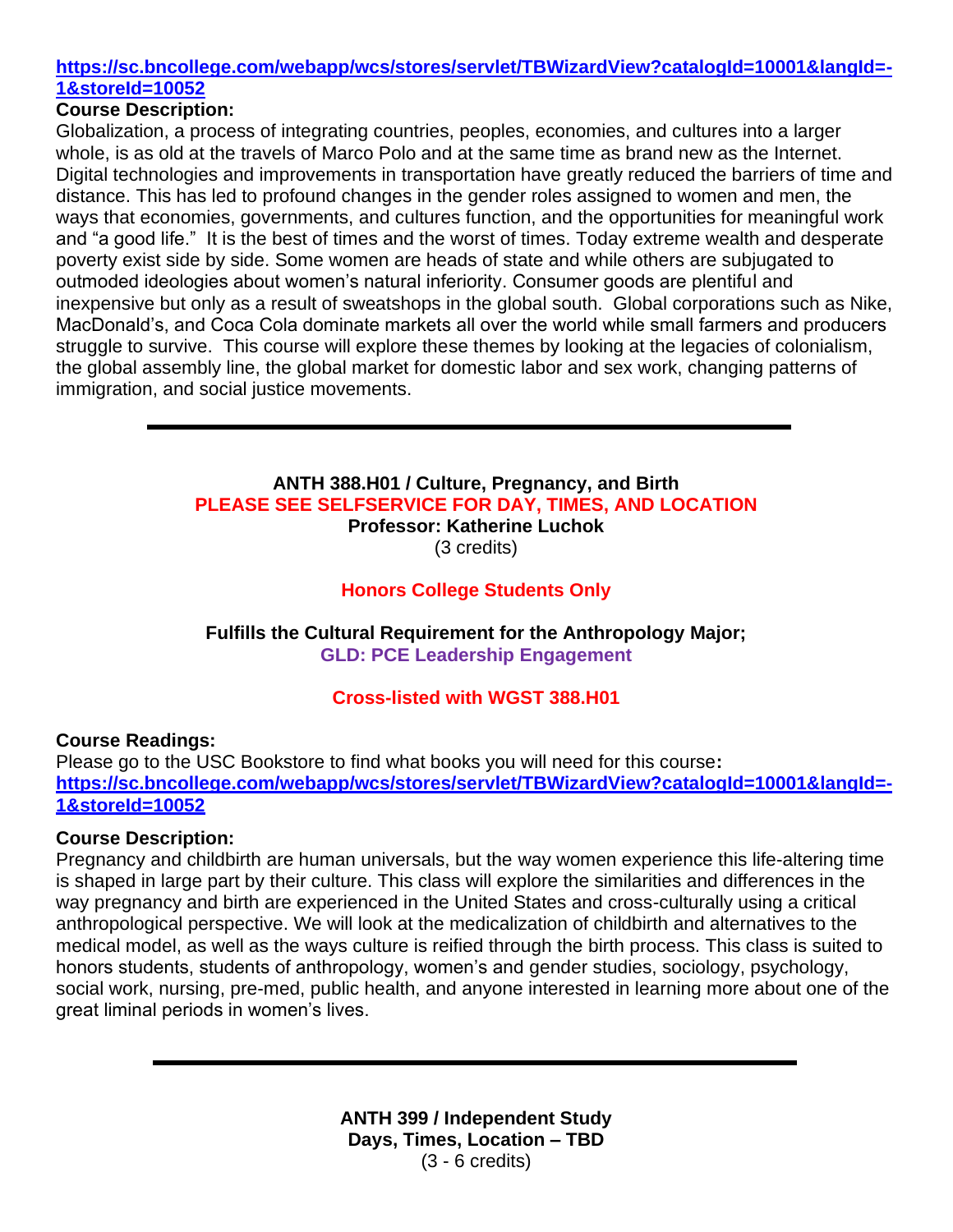https://sc.bncollege.com/webapp/wcs/stores/servlet/TBWizardView?catalogId=10001&langId=-1&storeId=10052

**Course Description:**

Globalization, a process of integrating countries, peoples, economies, and cultures into a larger whole, is as old at the travels of Marco Polo and at the same time as brand new as the Internet. Digital technologies and improvements in transportation have greatly reduced the barriers of time and distance. This has led to profound changes in the gender roles assigned to women and men, the ways that economies, governments, and cultures function, and the opportunities for meaningful work and "a good life." It is the best of times and the worst of times. Today extreme wealth and desperate poverty exist side by side. Some women are heads of state and while others are subjugated to outmoded ideologies about women's natural inferiority. Consumer goods are plentiful and inexpensive but only as a result of sweatshops in the global south. Global corporations such as Nike, MacDonald's, and Coca Cola dominate markets all over the world while small farmers and producers struggle to survive. This course will explore these themes by looking at the legacies of colonialism, the global assembly line, the global market for domestic labor and sex work, changing patterns of immigration, and social justice movements.

---

**ANTH 388.H01 / Culture, Pregnancy, and Birth**
**PLEASE SEE SELFSERVICE FOR DAY, TIMES, AND LOCATION**
**Professor: Katherine Luchok**
(3 credits)

**Honors College Students Only**

**Fulfills the Cultural Requirement for the Anthropology Major;**
**GLD: PCE Leadership Engagement**

**Cross-listed with WGST 388.H01**

**Course Readings:**

Please go to the USC Bookstore to find what books you will need for this course**:**
https://sc.bncollege.com/webapp/wcs/stores/servlet/TBWizardView?catalogId=10001&langId=-1&storeId=10052

**Course Description:**

Pregnancy and childbirth are human universals, but the way women experience this life-altering time is shaped in large part by their culture. This class will explore the similarities and differences in the way pregnancy and birth are experienced in the United States and cross-culturally using a critical anthropological perspective. We will look at the medicalization of childbirth and alternatives to the medical model, as well as the ways culture is reified through the birth process. This class is suited to honors students, students of anthropology, women's and gender studies, sociology, psychology, social work, nursing, pre-med, public health, and anyone interested in learning more about one of the great liminal periods in women's lives.

---

**ANTH 399 / Independent Study**
**Days, Times, Location – TBD**
(3 - 6 credits)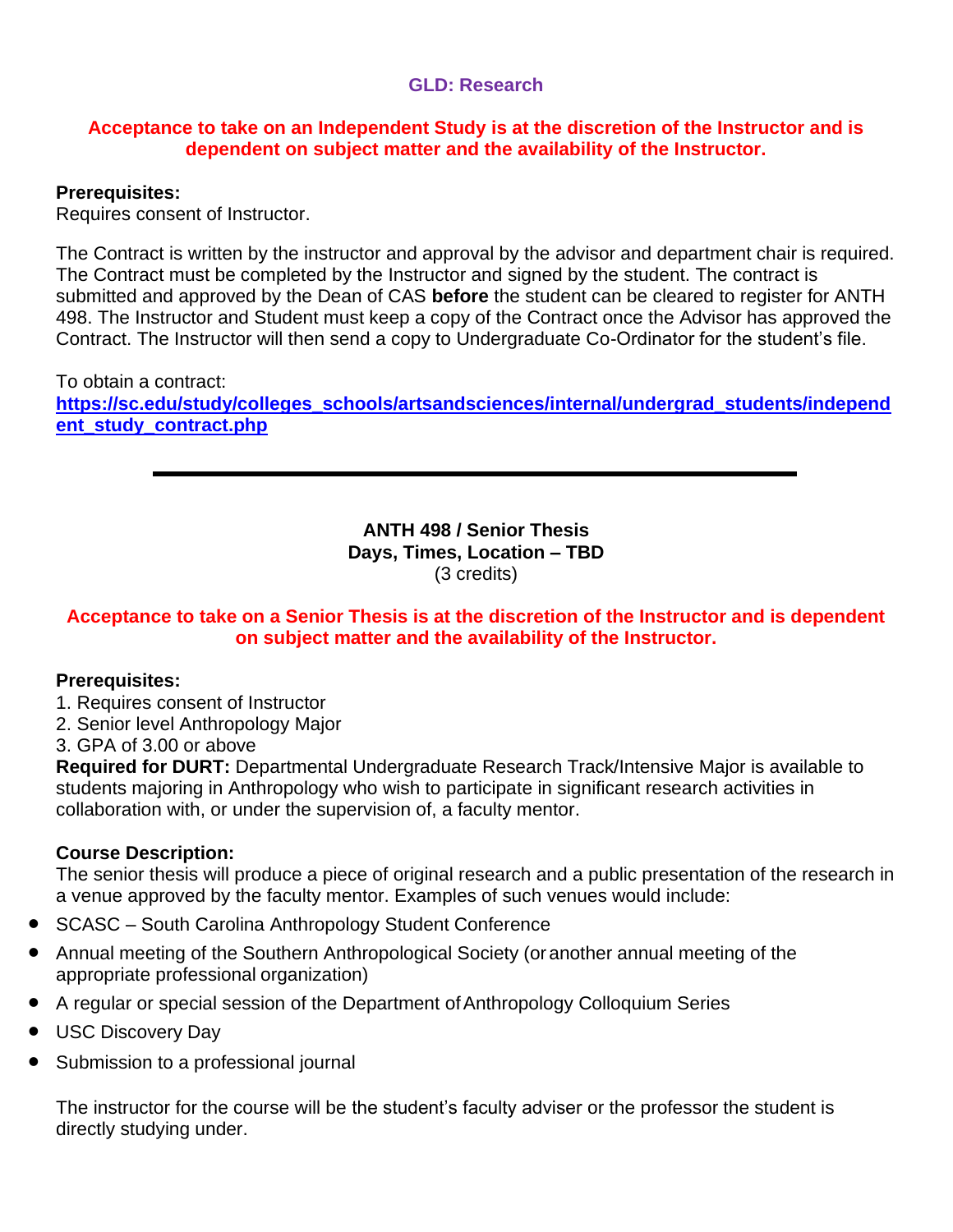### GLD: Research

**Acceptance to take on an Independent Study is at the discretion of the Instructor and is dependent on subject matter and the availability of the Instructor.**

**Prerequisites:**
Requires consent of Instructor.

The Contract is written by the instructor and approval by the advisor and department chair is required. The Contract must be completed by the Instructor and signed by the student. The contract is submitted and approved by the Dean of CAS **before** the student can be cleared to register for ANTH 498. The Instructor and Student must keep a copy of the Contract once the Advisor has approved the Contract. The Instructor will then send a copy to Undergraduate Co-Ordinator for the student's file.

To obtain a contract:
[https://sc.edu/study/colleges_schools/artsandsciences/internal/undergrad_students/independent_study_contract.php](https://sc.edu/study/colleges_schools/artsandsciences/internal/undergrad_students/independent_study_contract.php)

---

## ANTH 498 / Senior Thesis
**Days, Times, Location – TBD**
(3 credits)

**Acceptance to take on a Senior Thesis is at the discretion of the Instructor and is dependent on subject matter and the availability of the Instructor.**

**Prerequisites:**
1. Requires consent of Instructor
2. Senior level Anthropology Major
3. GPA of 3.00 or above

**Required for DURT:** Departmental Undergraduate Research Track/Intensive Major is available to students majoring in Anthropology who wish to participate in significant research activities in collaboration with, or under the supervision of, a faculty mentor.

**Course Description:**
The senior thesis will produce a piece of original research and a public presentation of the research in a venue approved by the faculty mentor. Examples of such venues would include:

- SCASC – South Carolina Anthropology Student Conference
- Annual meeting of the Southern Anthropological Society (or another annual meeting of the appropriate professional organization)
- A regular or special session of the Department of Anthropology Colloquium Series
- USC Discovery Day
- Submission to a professional journal

The instructor for the course will be the student's faculty adviser or the professor the student is directly studying under.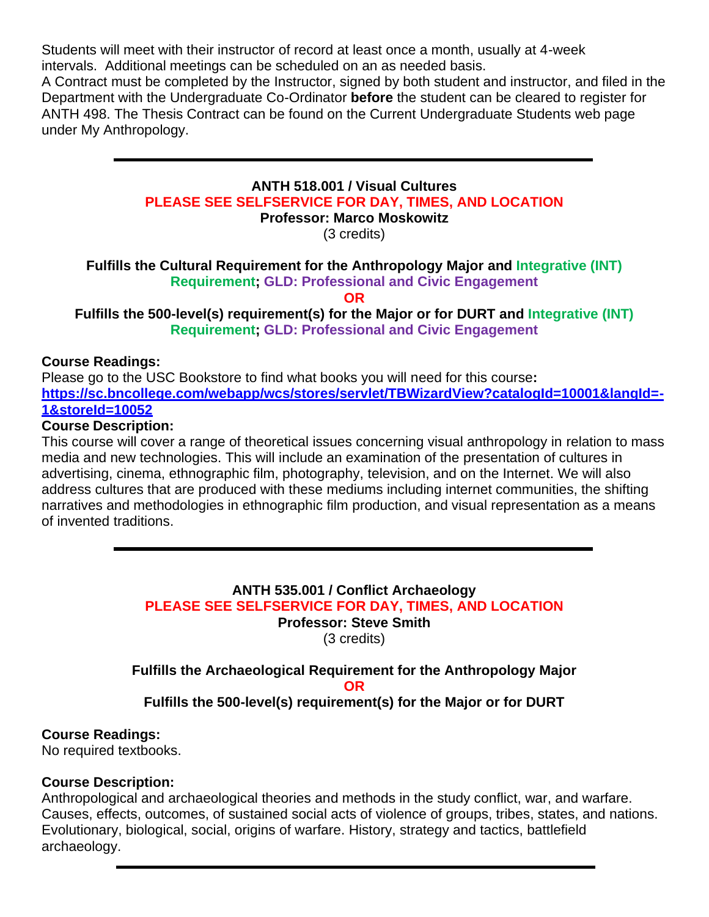Students will meet with their instructor of record at least once a month, usually at 4-week intervals. Additional meetings can be scheduled on an as needed basis.
A Contract must be completed by the Instructor, signed by both student and instructor, and filed in the Department with the Undergraduate Co-Ordinator **before** the student can be cleared to register for ANTH 498. The Thesis Contract can be found on the Current Undergraduate Students web page under My Anthropology.

---

**ANTH 518.001 / Visual Cultures**
**PLEASE SEE SELFSERVICE FOR DAY, TIMES, AND LOCATION**
**Professor: Marco Moskowitz**
(3 credits)

**Fulfills the Cultural Requirement for the Anthropology Major and Integrative (INT) Requirement; GLD: Professional and Civic Engagement**
**OR**
**Fulfills the 500-level(s) requirement(s) for the Major or for DURT and Integrative (INT) Requirement; GLD: Professional and Civic Engagement**

**Course Readings:**
Please go to the USC Bookstore to find what books you will need for this course**:**
**https://sc.bncollege.com/webapp/wcs/stores/servlet/TBWizardView?catalogId=10001&langId=-1&storeId=10052**
**Course Description:**
This course will cover a range of theoretical issues concerning visual anthropology in relation to mass media and new technologies. This will include an examination of the presentation of cultures in advertising, cinema, ethnographic film, photography, television, and on the Internet. We will also address cultures that are produced with these mediums including internet communities, the shifting narratives and methodologies in ethnographic film production, and visual representation as a means of invented traditions.

---

**ANTH 535.001 / Conflict Archaeology**
**PLEASE SEE SELFSERVICE FOR DAY, TIMES, AND LOCATION**
**Professor: Steve Smith**
(3 credits)

**Fulfills the Archaeological Requirement for the Anthropology Major**
**OR**
**Fulfills the 500-level(s) requirement(s) for the Major or for DURT**

**Course Readings:**
No required textbooks.

**Course Description:**
Anthropological and archaeological theories and methods in the study conflict, war, and warfare. Causes, effects, outcomes, of sustained social acts of violence of groups, tribes, states, and nations. Evolutionary, biological, social, origins of warfare. History, strategy and tactics, battlefield archaeology.

---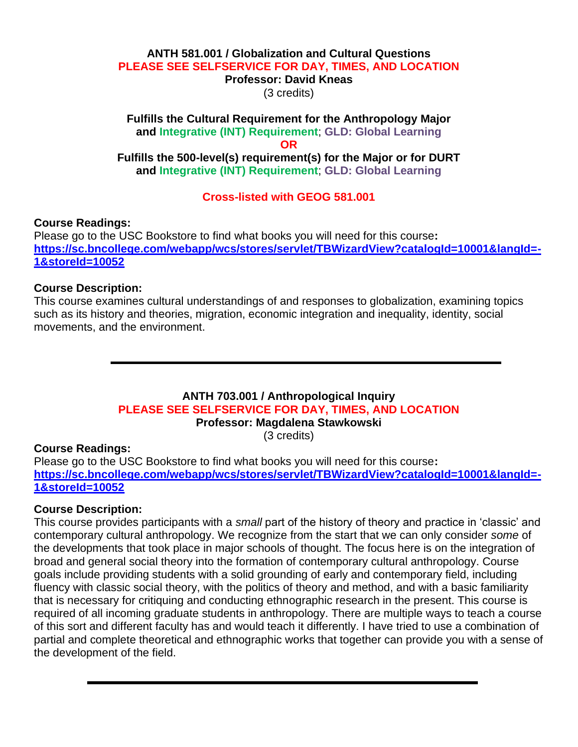**ANTH 581.001 / Globalization and Cultural Questions**
**PLEASE SEE SELFSERVICE FOR DAY, TIMES, AND LOCATION**
**Professor: David Kneas**
(3 credits)

**Fulfills the Cultural Requirement for the Anthropology Major and Integrative (INT) Requirement; GLD: Global Learning**
**OR**
**Fulfills the 500-level(s) requirement(s) for the Major or for DURT and Integrative (INT) Requirement; GLD: Global Learning**

**Cross-listed with GEOG 581.001**

**Course Readings:**
Please go to the USC Bookstore to find what books you will need for this course**:**
**https://sc.bncollege.com/webapp/wcs/stores/servlet/TBWizardView?catalogId=10001&langId=-1&storeId=10052**

**Course Description:**
This course examines cultural understandings of and responses to globalization, examining topics such as its history and theories, migration, economic integration and inequality, identity, social movements, and the environment.

---

**ANTH 703.001 / Anthropological Inquiry**
**PLEASE SEE SELFSERVICE FOR DAY, TIMES, AND LOCATION**
**Professor: Magdalena Stawkowski**
(3 credits)

**Course Readings:**
Please go to the USC Bookstore to find what books you will need for this course**:**
**https://sc.bncollege.com/webapp/wcs/stores/servlet/TBWizardView?catalogId=10001&langId=-1&storeId=10052**

**Course Description:**
This course provides participants with a *small* part of the history of theory and practice in 'classic' and contemporary cultural anthropology. We recognize from the start that we can only consider *some* of the developments that took place in major schools of thought. The focus here is on the integration of broad and general social theory into the formation of contemporary cultural anthropology. Course goals include providing students with a solid grounding of early and contemporary field, including fluency with classic social theory, with the politics of theory and method, and with a basic familiarity that is necessary for critiquing and conducting ethnographic research in the present. This course is required of all incoming graduate students in anthropology. There are multiple ways to teach a course of this sort and different faculty has and would teach it differently. I have tried to use a combination of partial and complete theoretical and ethnographic works that together can provide you with a sense of the development of the field.

---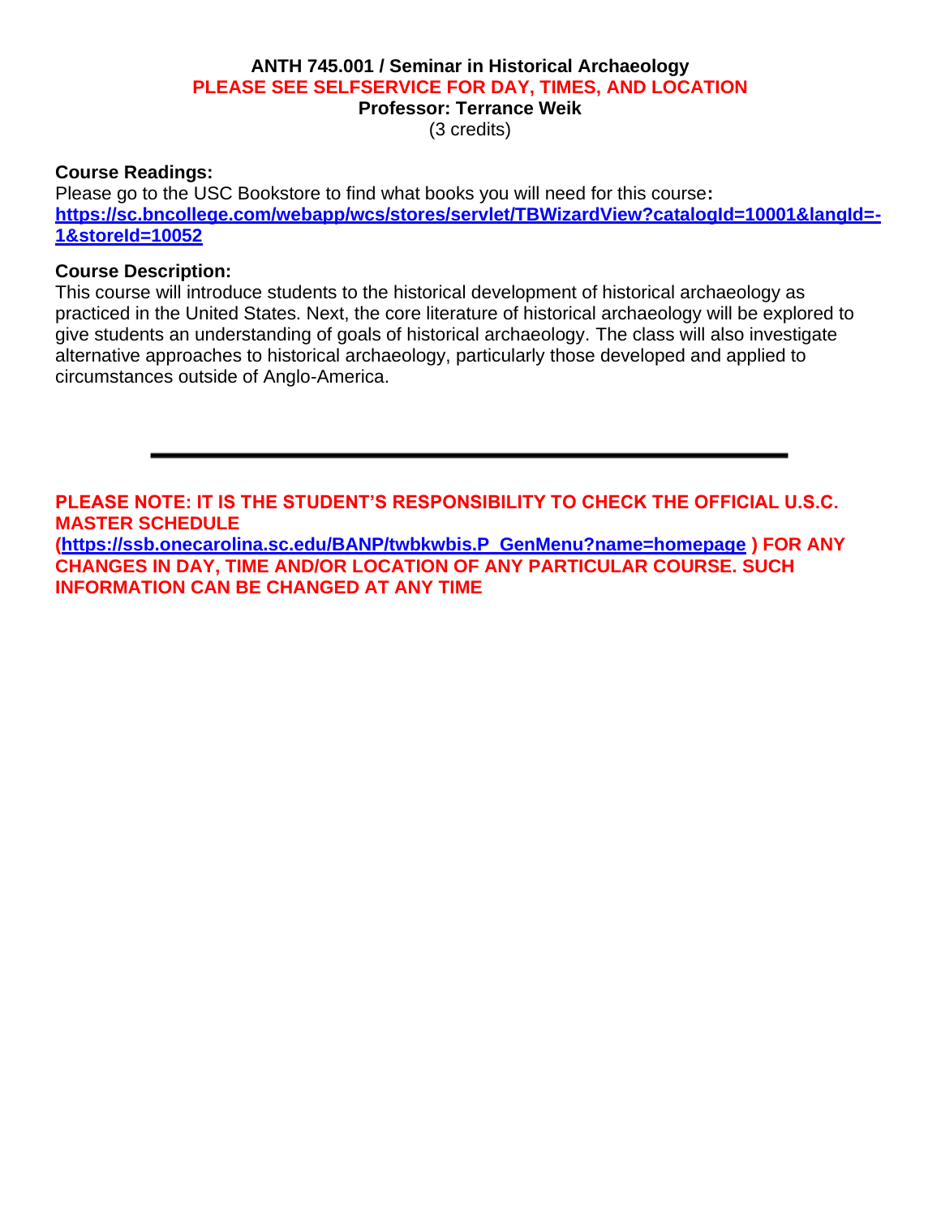**ANTH 745.001 / Seminar in Historical Archaeology**

**PLEASE SEE SELFSERVICE FOR DAY, TIMES, AND LOCATION**

**Professor: Terrance Weik**

(3 credits)

**Course Readings:**

Please go to the USC Bookstore to find what books you will need for this course**:** **https://sc.bncollege.com/webapp/wcs/stores/servlet/TBWizardView?catalogId=10001&langId=-1&storeId=10052**

**Course Description:**

This course will introduce students to the historical development of historical archaeology as practiced in the United States. Next, the core literature of historical archaeology will be explored to give students an understanding of goals of historical archaeology. The class will also investigate alternative approaches to historical archaeology, particularly those developed and applied to circumstances outside of Anglo-America.

---

**PLEASE NOTE: IT IS THE STUDENT'S RESPONSIBILITY TO CHECK THE OFFICIAL U.S.C. MASTER SCHEDULE (https://ssb.onecarolina.sc.edu/BANP/twbkwbis.P_GenMenu?name=homepage ) FOR ANY CHANGES IN DAY, TIME AND/OR LOCATION OF ANY PARTICULAR COURSE. SUCH INFORMATION CAN BE CHANGED AT ANY TIME**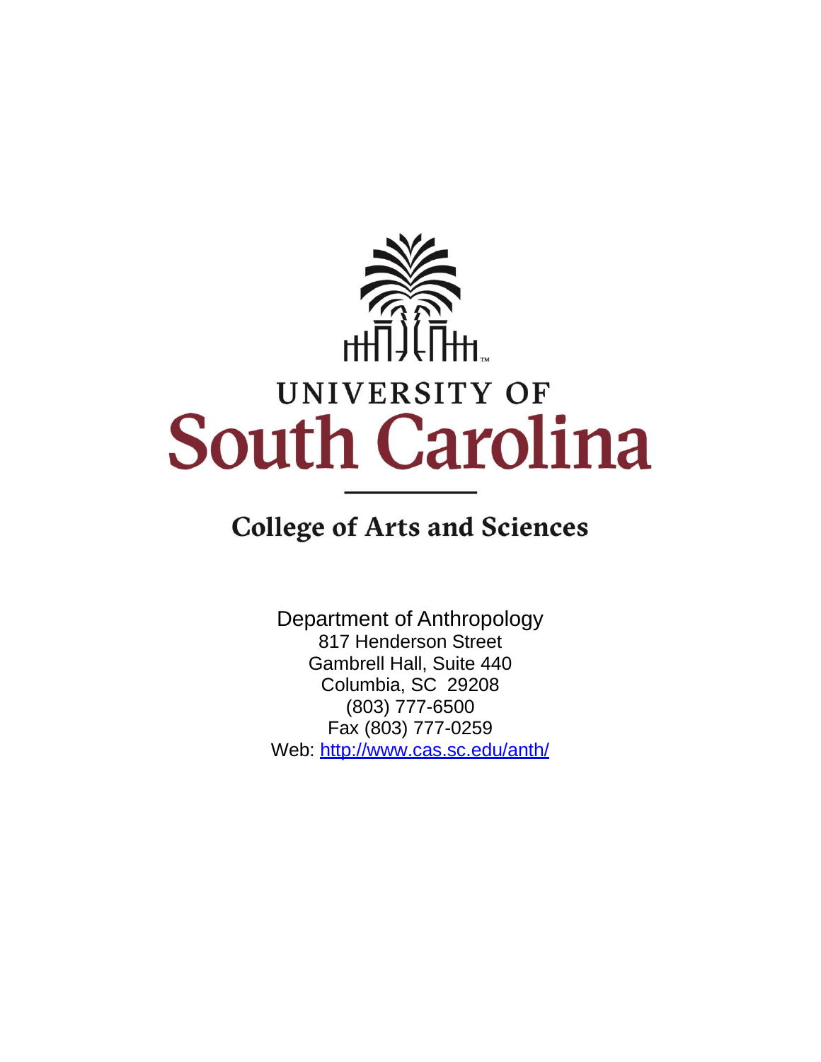UNIVERSITY OF

# South Carolina

## College of Arts and Sciences

Department of Anthropology
817 Henderson Street
Gambrell Hall, Suite 440
Columbia, SC 29208
(803) 777-6500
Fax (803) 777-0259
Web: http://www.cas.sc.edu/anth/